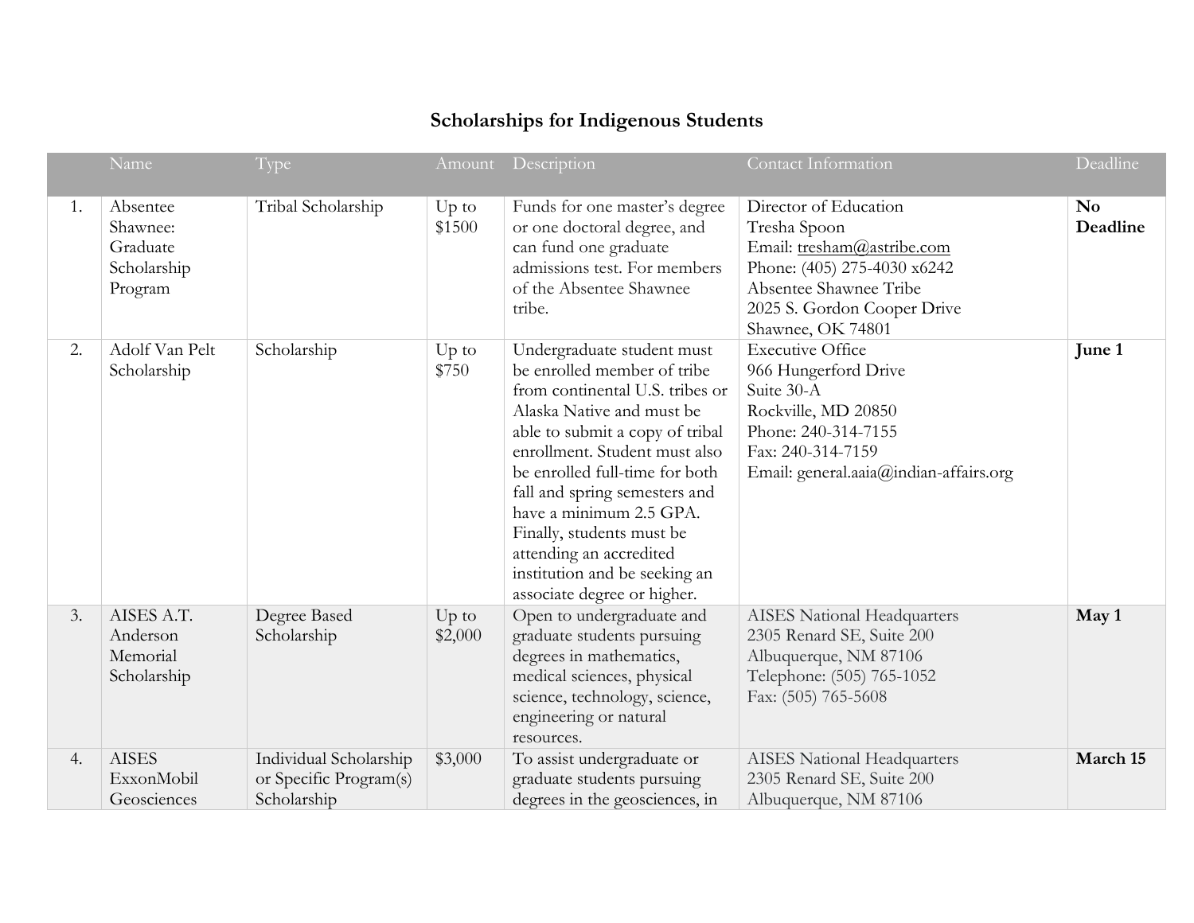# Scholarships for Indigenous Students

| | Name | Type | Amount | Description | Contact Information | Deadline |
|---|---|---|---|---|---|---|
| 1. | Absentee Shawnee: Graduate Scholarship Program | Tribal Scholarship | Up to $1500 | Funds for one master's degree or one doctoral degree, and can fund one graduate admissions test. For members of the Absentee Shawnee tribe. | Director of Education<br>Tresha Spoon<br>Email: tresham@astribe.com<br>Phone: (405) 275-4030 x6242<br>Absentee Shawnee Tribe<br>2025 S. Gordon Cooper Drive<br>Shawnee, OK 74801 | **No Deadline** |
| 2. | Adolf Van Pelt Scholarship | Scholarship | Up to $750 | Undergraduate student must be enrolled member of tribe from continental U.S. tribes or Alaska Native and must be able to submit a copy of tribal enrollment. Student must also be enrolled full-time for both fall and spring semesters and have a minimum 2.5 GPA. Finally, students must be attending an accredited institution and be seeking an associate degree or higher. | Executive Office<br>966 Hungerford Drive<br>Suite 30-A<br>Rockville, MD 20850<br>Phone: 240-314-7155<br>Fax: 240-314-7159<br>Email: general.aaia@indian-affairs.org | **June 1** |
| 3. | AISES A.T. Anderson Memorial Scholarship | Degree Based Scholarship | Up to $2,000 | Open to undergraduate and graduate students pursuing degrees in mathematics, medical sciences, physical science, technology, science, engineering or natural resources. | AISES National Headquarters<br>2305 Renard SE, Suite 200<br>Albuquerque, NM 87106<br>Telephone: (505) 765-1052<br>Fax: (505) 765-5608 | **May 1** |
| 4. | AISES ExxonMobil Geosciences | Individual Scholarship or Specific Program(s) Scholarship | $3,000 | To assist undergraduate or graduate students pursuing degrees in the geosciences, in | AISES National Headquarters<br>2305 Renard SE, Suite 200<br>Albuquerque, NM 87106 | **March 15** |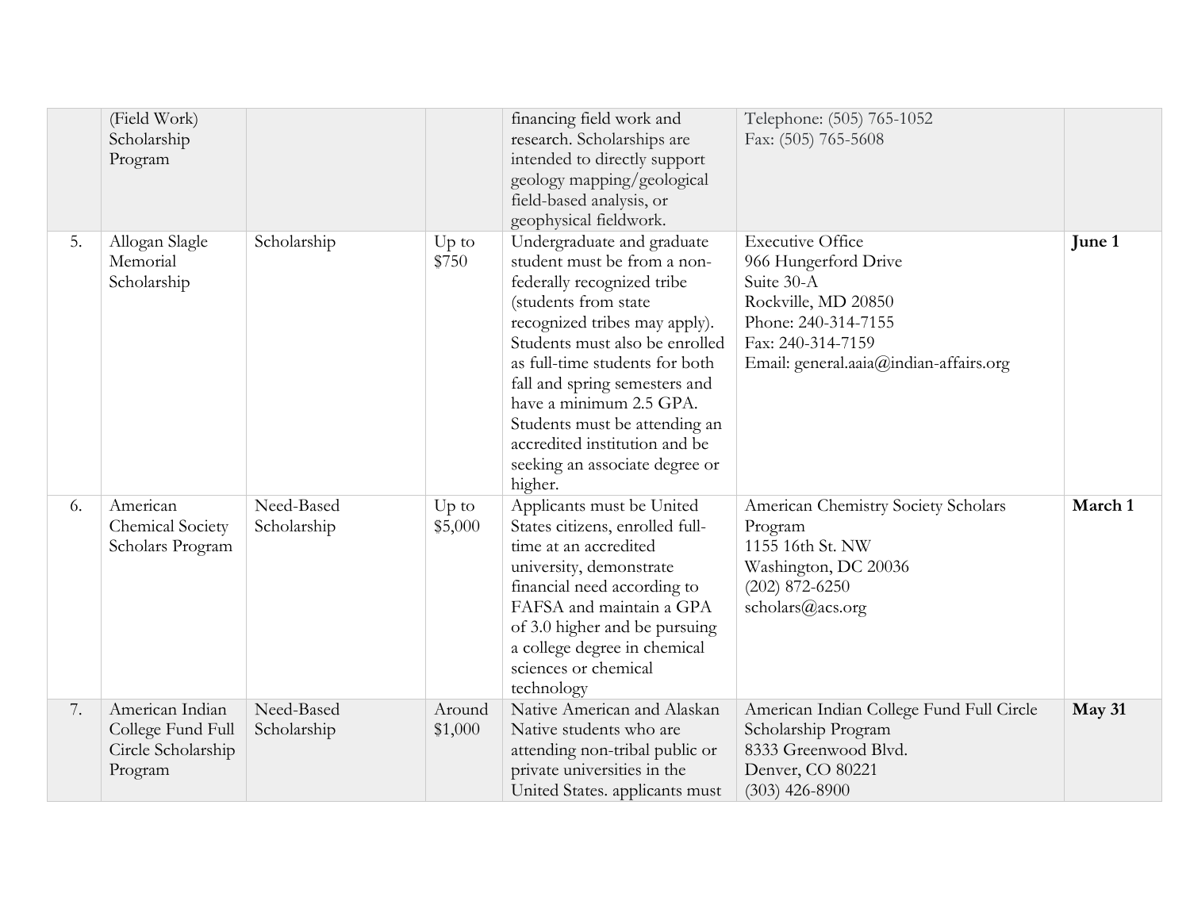| | | | | | | |
|---|---|---|---|---|---|---|
| | (Field Work) Scholarship Program | | | financing field work and research. Scholarships are intended to directly support geology mapping/geological field-based analysis, or geophysical fieldwork. | Telephone: (505) 765-1052<br>Fax: (505) 765-5608 | |
| 5. | Allogan Slagle Memorial Scholarship | Scholarship | Up to $750 | Undergraduate and graduate student must be from a non-federally recognized tribe (students from state recognized tribes may apply). Students must also be enrolled as full-time students for both fall and spring semesters and have a minimum 2.5 GPA. Students must be attending an accredited institution and be seeking an associate degree or higher. | Executive Office<br>966 Hungerford Drive<br>Suite 30-A<br>Rockville, MD 20850<br>Phone: 240-314-7155<br>Fax: 240-314-7159<br>Email: general.aaia@indian-affairs.org | **June 1** |
| 6. | American Chemical Society Scholars Program | Need-Based Scholarship | Up to $5,000 | Applicants must be United States citizens, enrolled full-time at an accredited university, demonstrate financial need according to FAFSA and maintain a GPA of 3.0 higher and be pursuing a college degree in chemical sciences or chemical technology | American Chemistry Society Scholars Program<br>1155 16th St. NW<br>Washington, DC 20036<br>(202) 872-6250<br>scholars@acs.org | **March 1** |
| 7. | American Indian College Fund Full Circle Scholarship Program | Need-Based Scholarship | Around $1,000 | Native American and Alaskan Native students who are attending non-tribal public or private universities in the United States. applicants must | American Indian College Fund Full Circle Scholarship Program<br>8333 Greenwood Blvd.<br>Denver, CO 80221<br>(303) 426-8900 | **May 31** |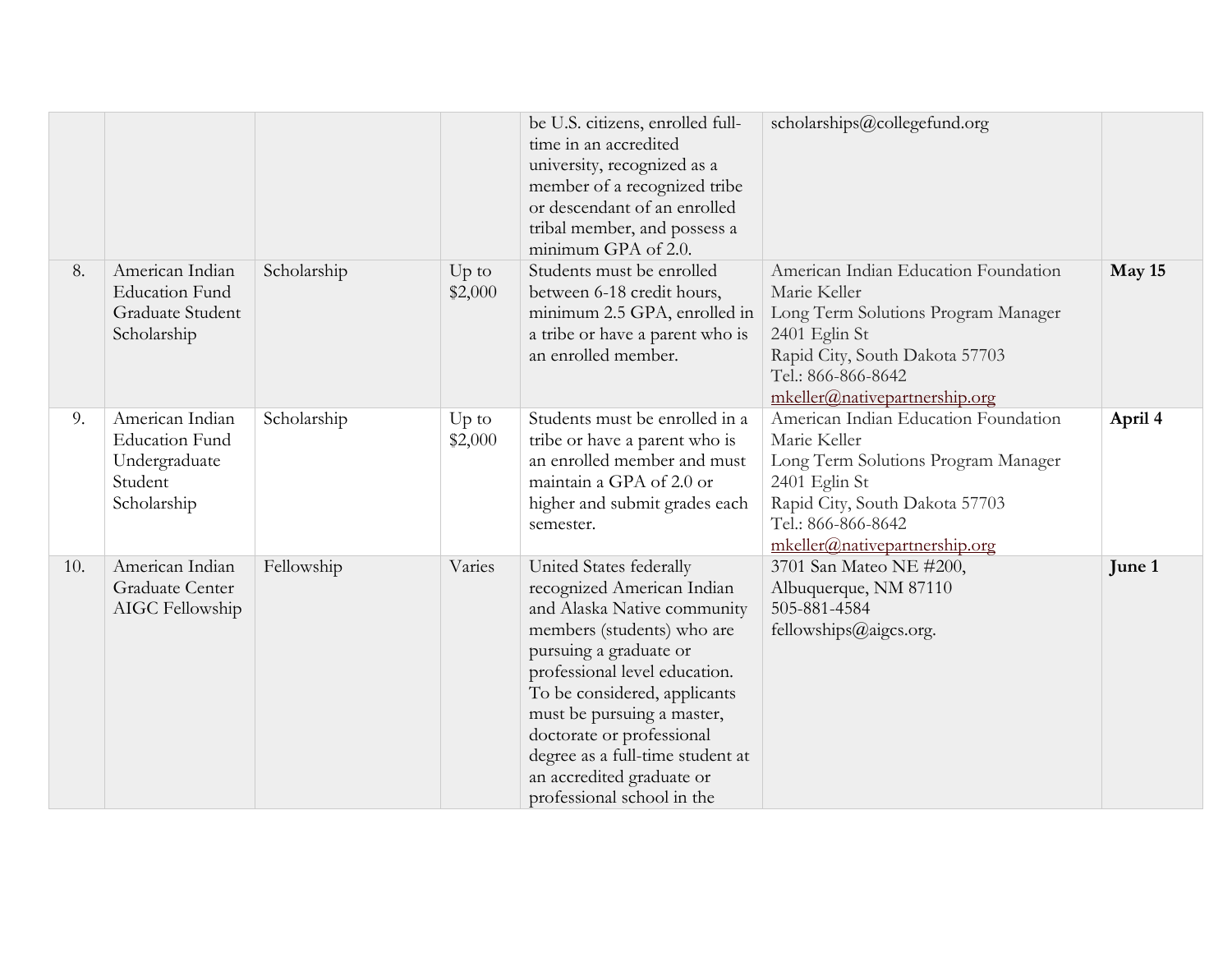| | | | | | | |
|---|---|---|---|---|---|---|
| | | | | be U.S. citizens, enrolled full-time in an accredited university, recognized as a member of a recognized tribe or descendant of an enrolled tribal member, and possess a minimum GPA of 2.0. | scholarships@collegefund.org | |
| 8. | American Indian Education Fund Graduate Student Scholarship | Scholarship | Up to $2,000 | Students must be enrolled between 6-18 credit hours, minimum 2.5 GPA, enrolled in a tribe or have a parent who is an enrolled member. | American Indian Education Foundation<br>Marie Keller<br>Long Term Solutions Program Manager<br>2401 Eglin St<br>Rapid City, South Dakota 57703<br>Tel.: 866-866-8642<br>mkeller@nativepartnership.org | **May 15** |
| 9. | American Indian Education Fund Undergraduate Student Scholarship | Scholarship | Up to $2,000 | Students must be enrolled in a tribe or have a parent who is an enrolled member and must maintain a GPA of 2.0 or higher and submit grades each semester. | American Indian Education Foundation<br>Marie Keller<br>Long Term Solutions Program Manager<br>2401 Eglin St<br>Rapid City, South Dakota 57703<br>Tel.: 866-866-8642<br>mkeller@nativepartnership.org | **April 4** |
| 10. | American Indian Graduate Center AIGC Fellowship | Fellowship | Varies | United States federally recognized American Indian and Alaska Native community members (students) who are pursuing a graduate or professional level education. To be considered, applicants must be pursuing a master, doctorate or professional degree as a full-time student at an accredited graduate or professional school in the | 3701 San Mateo NE #200,<br>Albuquerque, NM 87110<br>505-881-4584<br>fellowships@aigcs.org. | **June 1** |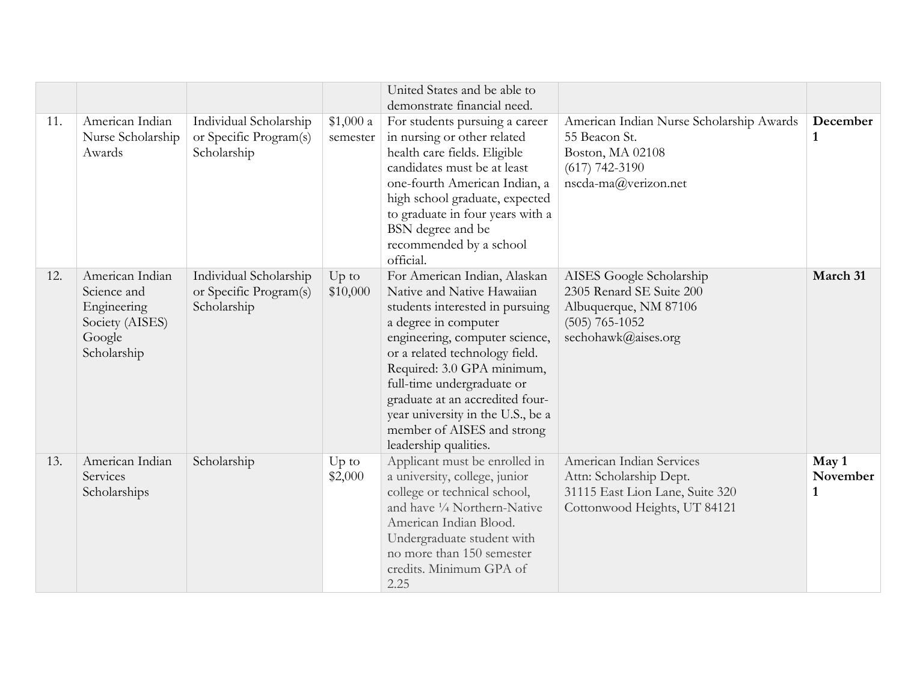| | | | | | | |
|---|---|---|---|---|---|---|
| | | | | United States and be able to demonstrate financial need. | | |
| 11. | American Indian Nurse Scholarship Awards | Individual Scholarship or Specific Program(s) Scholarship | $1,000 a semester | For students pursuing a career in nursing or other related health care fields. Eligible candidates must be at least one-fourth American Indian, a high school graduate, expected to graduate in four years with a BSN degree and be recommended by a school official. | American Indian Nurse Scholarship Awards<br>55 Beacon St.<br>Boston, MA 02108<br>(617) 742-3190<br>nscda-ma@verizon.net | **December 1** |
| 12. | American Indian Science and Engineering Society (AISES) Google Scholarship | Individual Scholarship or Specific Program(s) Scholarship | Up to $10,000 | For American Indian, Alaskan Native and Native Hawaiian students interested in pursuing a degree in computer engineering, computer science, or a related technology field. Required: 3.0 GPA minimum, full-time undergraduate or graduate at an accredited four-year university in the U.S., be a member of AISES and strong leadership qualities. | AISES Google Scholarship<br>2305 Renard SE Suite 200<br>Albuquerque, NM 87106<br>(505) 765-1052<br>sechohawk@aises.org | **March 31** |
| 13. | American Indian Services Scholarships | Scholarship | Up to $2,000 | Applicant must be enrolled in a university, college, junior college or technical school, and have ¼ Northern-Native American Indian Blood. Undergraduate student with no more than 150 semester credits. Minimum GPA of 2.25 | American Indian Services<br>Attn: Scholarship Dept.<br>31115 East Lion Lane, Suite 320<br>Cottonwood Heights, UT 84121 | **May 1<br>November 1** |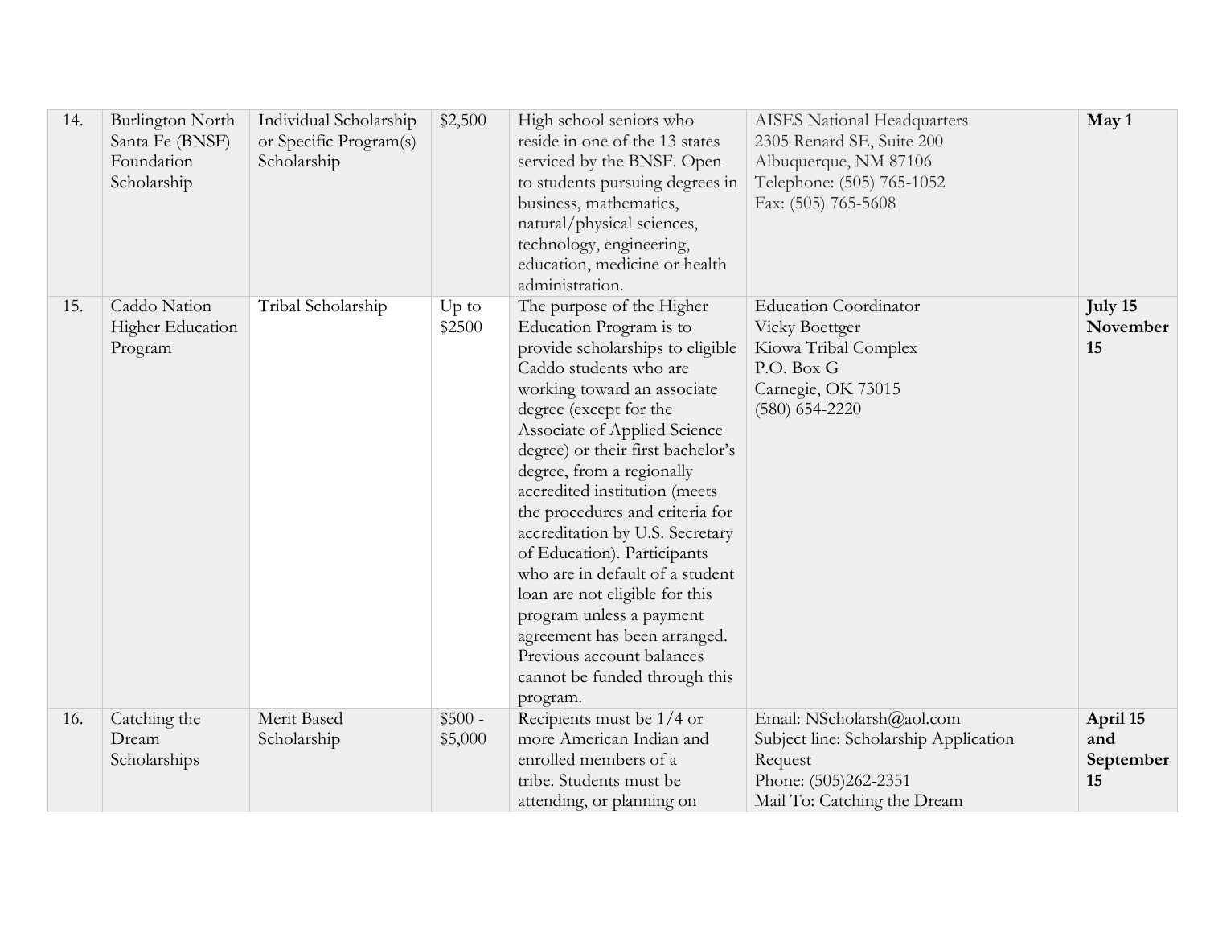| | | | | | | |
|---|---|---|---|---|---|---|
| 14. | Burlington North Santa Fe (BNSF) Foundation Scholarship | Individual Scholarship or Specific Program(s) Scholarship | $2,500 | High school seniors who reside in one of the 13 states serviced by the BNSF. Open to students pursuing degrees in business, mathematics, natural/physical sciences, technology, engineering, education, medicine or health administration. | AISES National Headquarters<br>2305 Renard SE, Suite 200<br>Albuquerque, NM 87106<br>Telephone: (505) 765-1052<br>Fax: (505) 765-5608 | **May 1** |
| 15. | Caddo Nation Higher Education Program | Tribal Scholarship | Up to $2500 | The purpose of the Higher Education Program is to provide scholarships to eligible Caddo students who are working toward an associate degree (except for the Associate of Applied Science degree) or their first bachelor's degree, from a regionally accredited institution (meets the procedures and criteria for accreditation by U.S. Secretary of Education). Participants who are in default of a student loan are not eligible for this program unless a payment agreement has been arranged. Previous account balances cannot be funded through this program. | Education Coordinator<br>Vicky Boettger<br>Kiowa Tribal Complex<br>P.O. Box G<br>Carnegie, OK 73015<br>(580) 654-2220 | **July 15 November 15** |
| 16. | Catching the Dream Scholarships | Merit Based Scholarship | $500 - $5,000 | Recipients must be 1/4 or more American Indian and enrolled members of a tribe. Students must be attending, or planning on | Email: NScholarsh@aol.com<br>Subject line: Scholarship Application Request<br>Phone: (505)262-2351<br>Mail To: Catching the Dream | **April 15 and September 15** |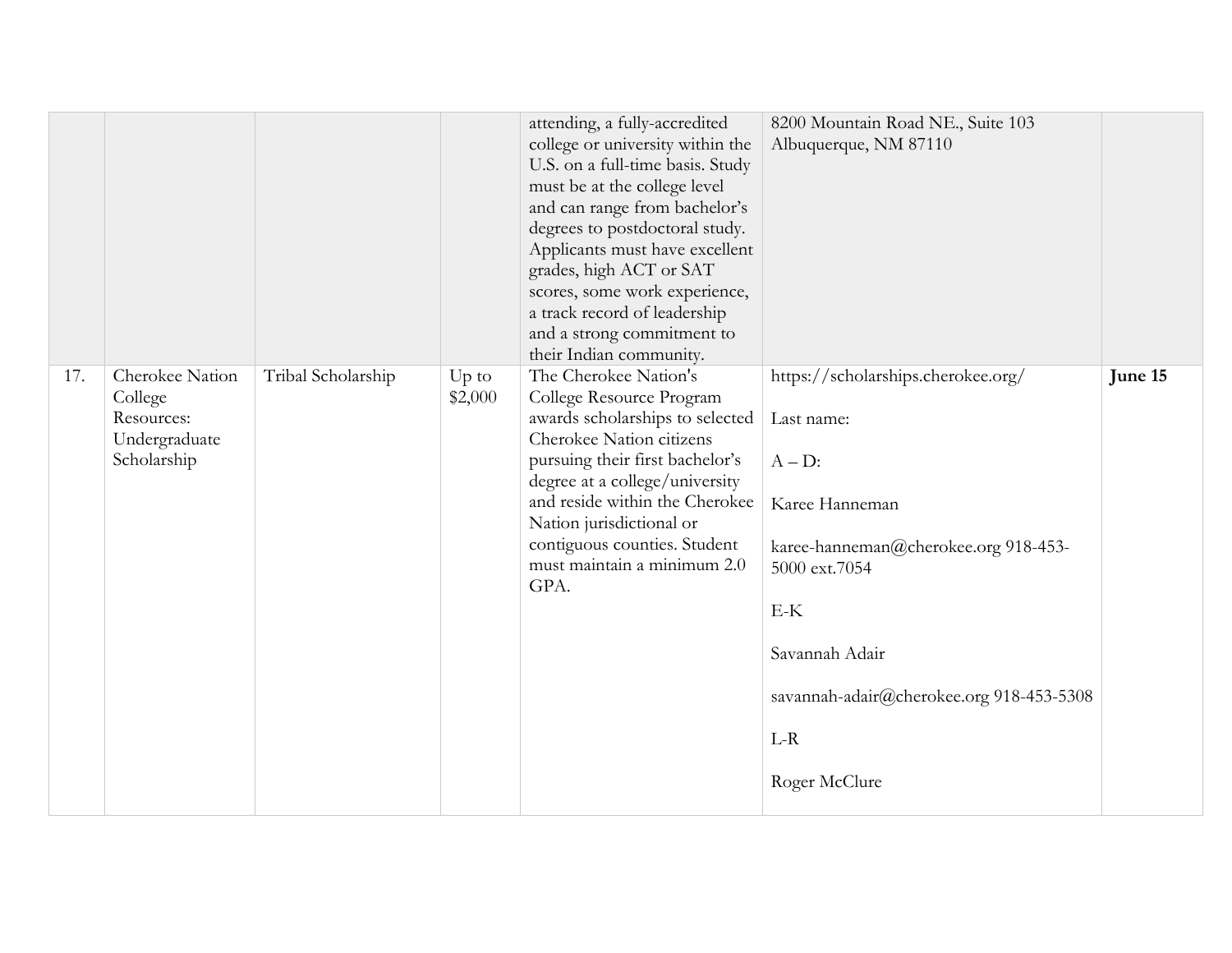| | | | | | | |
|---|---|---|---|---|---|---|
| | | | | attending, a fully-accredited college or university within the U.S. on a full-time basis. Study must be at the college level and can range from bachelor's degrees to postdoctoral study. Applicants must have excellent grades, high ACT or SAT scores, some work experience, a track record of leadership and a strong commitment to their Indian community. | 8200 Mountain Road NE., Suite 103 Albuquerque, NM 87110 | |
| 17. | Cherokee Nation College Resources: Undergraduate Scholarship | Tribal Scholarship | Up to $2,000 | The Cherokee Nation's College Resource Program awards scholarships to selected Cherokee Nation citizens pursuing their first bachelor's degree at a college/university and reside within the Cherokee Nation jurisdictional or contiguous counties. Student must maintain a minimum 2.0 GPA. | https://scholarships.cherokee.org/<br><br>Last name:<br><br>A – D:<br><br>Karee Hanneman<br><br>karee-hanneman@cherokee.org 918-453-5000 ext.7054<br><br>E-K<br><br>Savannah Adair<br><br>savannah-adair@cherokee.org 918-453-5308<br><br>L-R<br><br>Roger McClure | **June 15** |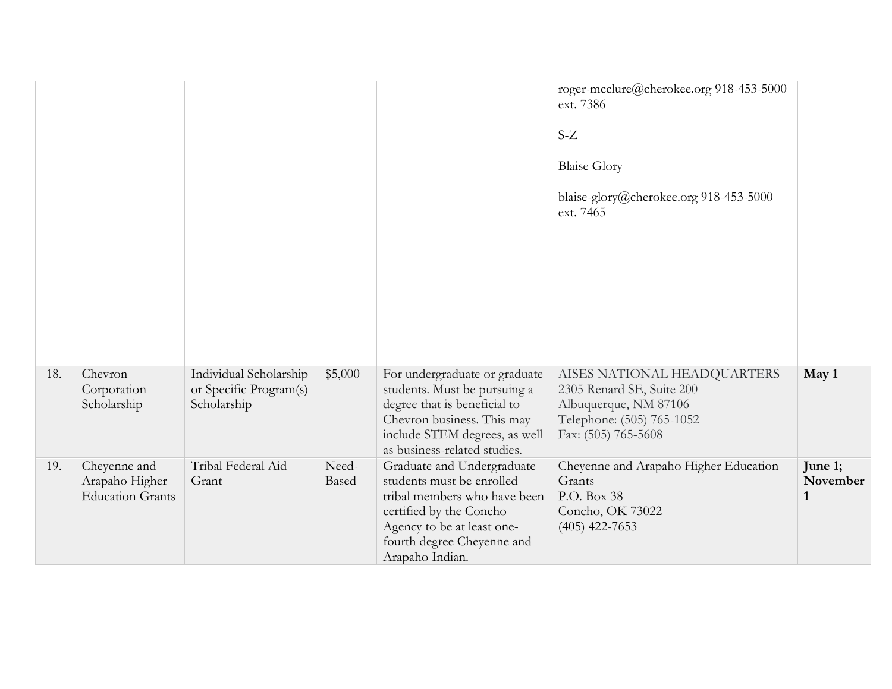| | | | | | | |
|---|---|---|---|---|---|---|
| | | | | | roger-mcclure@cherokee.org 918-453-5000 ext. 7386<br><br>S-Z<br><br>Blaise Glory<br><br>blaise-glory@cherokee.org 918-453-5000 ext. 7465 | |
| 18. | Chevron Corporation Scholarship | Individual Scholarship or Specific Program(s) Scholarship | $5,000 | For undergraduate or graduate students. Must be pursuing a degree that is beneficial to Chevron business. This may include STEM degrees, as well as business-related studies. | AISES NATIONAL HEADQUARTERS<br>2305 Renard SE, Suite 200<br>Albuquerque, NM 87106<br>Telephone: (505) 765-1052<br>Fax: (505) 765-5608 | **May 1** |
| 19. | Cheyenne and Arapaho Higher Education Grants | Tribal Federal Aid Grant | Need-Based | Graduate and Undergraduate students must be enrolled tribal members who have been certified by the Concho Agency to be at least one-fourth degree Cheyenne and Arapaho Indian. | Cheyenne and Arapaho Higher Education Grants<br>P.O. Box 38<br>Concho, OK 73022<br>(405) 422-7653 | **June 1; November 1** |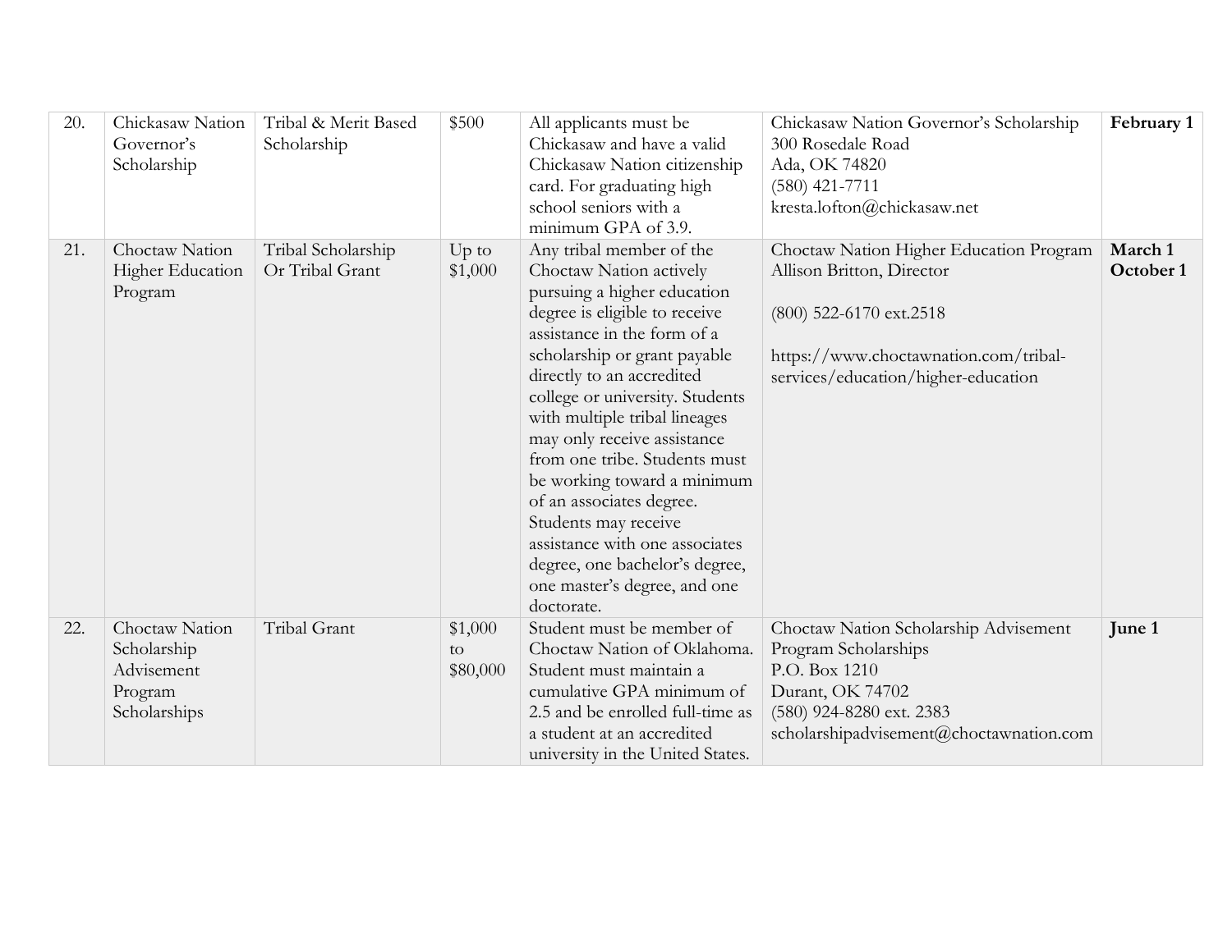| 20. | Chickasaw Nation Governor's Scholarship | Tribal & Merit Based Scholarship | $500 | All applicants must be Chickasaw and have a valid Chickasaw Nation citizenship card. For graduating high school seniors with a minimum GPA of 3.9. | Chickasaw Nation Governor's Scholarship<br>300 Rosedale Road<br>Ada, OK 74820<br>(580) 421-7711<br>kresta.lofton@chickasaw.net | **February 1** |
|---|---|---|---|---|---|---|
| 21. | Choctaw Nation Higher Education Program | Tribal Scholarship Or Tribal Grant | Up to $1,000 | Any tribal member of the Choctaw Nation actively pursuing a higher education degree is eligible to receive assistance in the form of a scholarship or grant payable directly to an accredited college or university. Students with multiple tribal lineages may only receive assistance from one tribe. Students must be working toward a minimum of an associates degree. Students may receive assistance with one associates degree, one bachelor's degree, one master's degree, and one doctorate. | Choctaw Nation Higher Education Program<br>Allison Britton, Director<br><br>(800) 522-6170 ext.2518<br><br>https://www.choctawnation.com/tribal-services/education/higher-education | **March 1**<br>**October 1** |
| 22. | Choctaw Nation Scholarship Advisement Program Scholarships | Tribal Grant | $1,000 to $80,000 | Student must be member of Choctaw Nation of Oklahoma. Student must maintain a cumulative GPA minimum of 2.5 and be enrolled full-time as a student at an accredited university in the United States. | Choctaw Nation Scholarship Advisement Program Scholarships<br>P.O. Box 1210<br>Durant, OK 74702<br>(580) 924-8280 ext. 2383<br>scholarshipadvisement@choctawnation.com | **June 1** |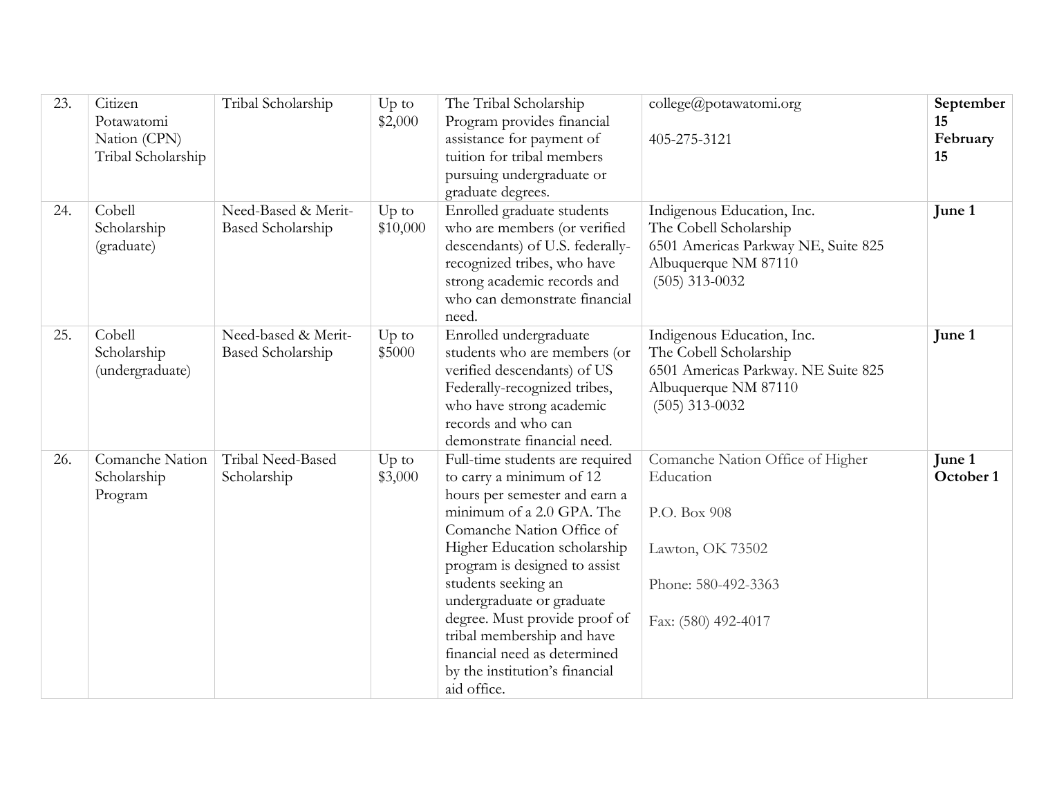| 23. | Citizen Potawatomi Nation (CPN) Tribal Scholarship | Tribal Scholarship | Up to $2,000 | The Tribal Scholarship Program provides financial assistance for payment of tuition for tribal members pursuing undergraduate or graduate degrees. | college@potawatomi.org<br><br>405-275-3121 | **September 15**<br>**February 15** |
|---|---|---|---|---|---|---|
| 24. | Cobell Scholarship (graduate) | Need-Based & Merit-Based Scholarship | Up to $10,000 | Enrolled graduate students who are members (or verified descendants) of U.S. federally-recognized tribes, who have strong academic records and who can demonstrate financial need. | Indigenous Education, Inc.<br>The Cobell Scholarship<br>6501 Americas Parkway NE, Suite 825<br>Albuquerque NM 87110<br>(505) 313-0032 | **June 1** |
| 25. | Cobell Scholarship (undergraduate) | Need-based & Merit-Based Scholarship | Up to $5000 | Enrolled undergraduate students who are members (or verified descendants) of US Federally-recognized tribes, who have strong academic records and who can demonstrate financial need. | Indigenous Education, Inc.<br>The Cobell Scholarship<br>6501 Americas Parkway. NE Suite 825<br>Albuquerque NM 87110<br>(505) 313-0032 | **June 1** |
| 26. | Comanche Nation Scholarship Program | Tribal Need-Based Scholarship | Up to $3,000 | Full-time students are required to carry a minimum of 12 hours per semester and earn a minimum of a 2.0 GPA. The Comanche Nation Office of Higher Education scholarship program is designed to assist students seeking an undergraduate or graduate degree. Must provide proof of tribal membership and have financial need as determined by the institution's financial aid office. | Comanche Nation Office of Higher Education<br><br>P.O. Box 908<br><br>Lawton, OK 73502<br><br>Phone: 580-492-3363<br><br>Fax: (580) 492-4017 | **June 1**<br>**October 1** |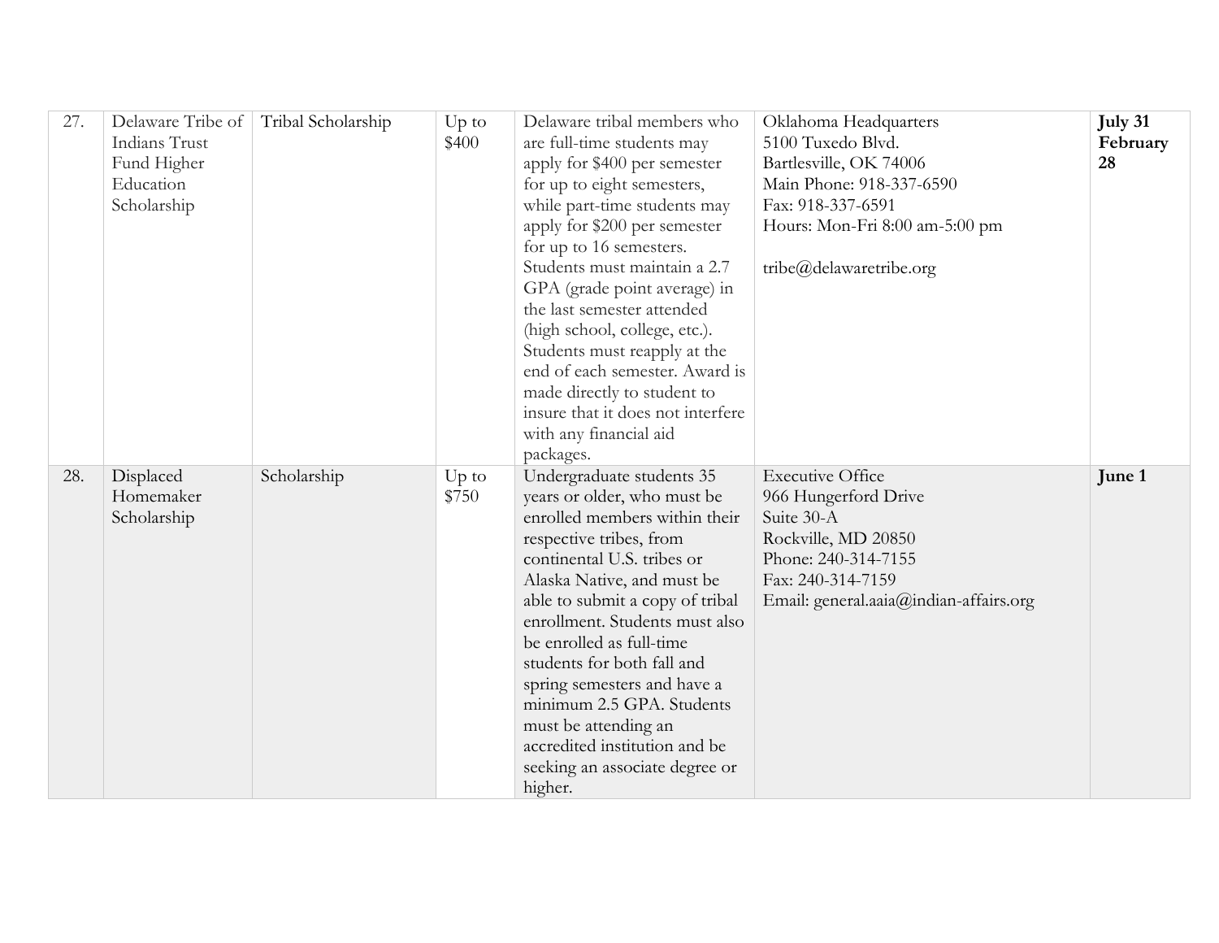| | | | | | | |
|---|---|---|---|---|---|---|
| 27. | Delaware Tribe of Indians Trust Fund Higher Education Scholarship | Tribal Scholarship | Up to $400 | Delaware tribal members who are full-time students may apply for $400 per semester for up to eight semesters, while part-time students may apply for $200 per semester for up to 16 semesters. Students must maintain a 2.7 GPA (grade point average) in the last semester attended (high school, college, etc.). Students must reapply at the end of each semester. Award is made directly to student to insure that it does not interfere with any financial aid packages. | Oklahoma Headquarters<br>5100 Tuxedo Blvd.<br>Bartlesville, OK 74006<br>Main Phone: 918-337-6590<br>Fax: 918-337-6591<br>Hours: Mon-Fri 8:00 am-5:00 pm<br><br>tribe@delawaretribe.org | **July 31**<br>**February 28** |
| 28. | Displaced Homemaker Scholarship | Scholarship | Up to $750 | Undergraduate students 35 years or older, who must be enrolled members within their respective tribes, from continental U.S. tribes or Alaska Native, and must be able to submit a copy of tribal enrollment. Students must also be enrolled as full-time students for both fall and spring semesters and have a minimum 2.5 GPA. Students must be attending an accredited institution and be seeking an associate degree or higher. | Executive Office<br>966 Hungerford Drive<br>Suite 30-A<br>Rockville, MD 20850<br>Phone: 240-314-7155<br>Fax: 240-314-7159<br>Email: general.aaia@indian-affairs.org | **June 1** |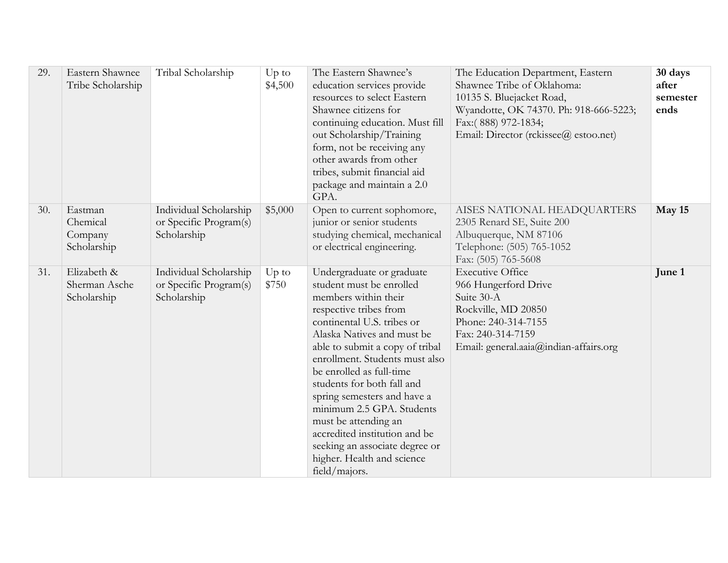| 29. | Eastern Shawnee Tribe Scholarship | Tribal Scholarship | Up to $4,500 | The Eastern Shawnee's education services provide resources to select Eastern Shawnee citizens for continuing education. Must fill out Scholarship/Training form, not be receiving any other awards from other tribes, submit financial aid package and maintain a 2.0 GPA. | The Education Department, Eastern Shawnee Tribe of Oklahoma: 10135 S. Bluejacket Road, Wyandotte, OK 74370. Ph: 918-666-5223; Fax:( 888) 972-1834; Email: Director (rckissee@ estoo.net) | **30 days after semester ends** |
|---|---|---|---|---|---|---|
| 30. | Eastman Chemical Company Scholarship | Individual Scholarship or Specific Program(s) Scholarship | $5,000 | Open to current sophomore, junior or senior students studying chemical, mechanical or electrical engineering. | AISES NATIONAL HEADQUARTERS 2305 Renard SE, Suite 200 Albuquerque, NM 87106 Telephone: (505) 765-1052 Fax: (505) 765-5608 | **May 15** |
| 31. | Elizabeth & Sherman Asche Scholarship | Individual Scholarship or Specific Program(s) Scholarship | Up to $750 | Undergraduate or graduate student must be enrolled members within their respective tribes from continental U.S. tribes or Alaska Natives and must be able to submit a copy of tribal enrollment. Students must also be enrolled as full-time students for both fall and spring semesters and have a minimum 2.5 GPA. Students must be attending an accredited institution and be seeking an associate degree or higher. Health and science field/majors. | Executive Office 966 Hungerford Drive Suite 30-A Rockville, MD 20850 Phone: 240-314-7155 Fax: 240-314-7159 Email: general.aaia@indian-affairs.org | **June 1** |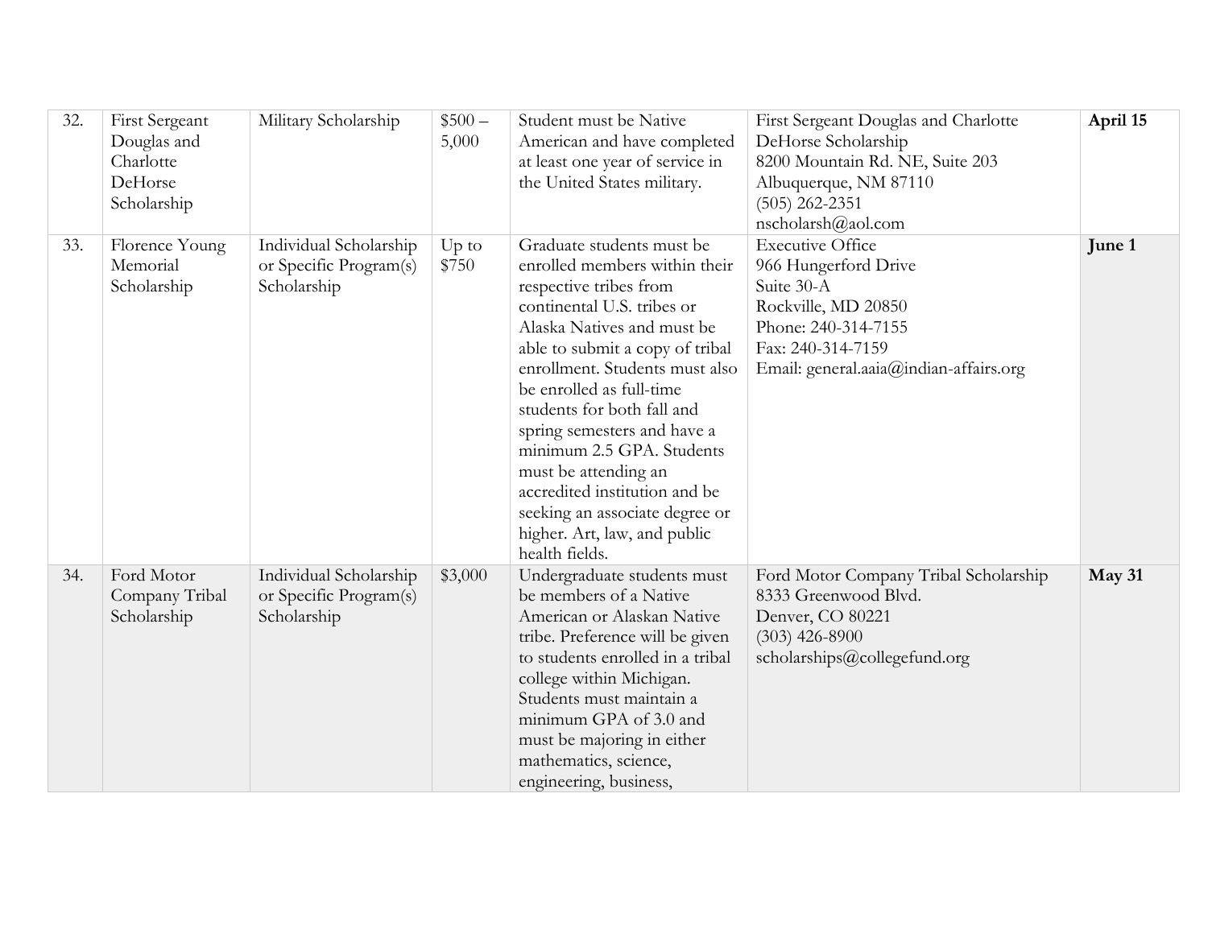| 32. | First Sergeant Douglas and Charlotte DeHorse Scholarship | Military Scholarship | $500 – 5,000 | Student must be Native American and have completed at least one year of service in the United States military. | First Sergeant Douglas and Charlotte DeHorse Scholarship<br>8200 Mountain Rd. NE, Suite 203<br>Albuquerque, NM 87110<br>(505) 262-2351<br>nscholarsh@aol.com | **April 15** |
|---|---|---|---|---|---|---|
| 33. | Florence Young Memorial Scholarship | Individual Scholarship or Specific Program(s) Scholarship | Up to $750 | Graduate students must be enrolled members within their respective tribes from continental U.S. tribes or Alaska Natives and must be able to submit a copy of tribal enrollment. Students must also be enrolled as full-time students for both fall and spring semesters and have a minimum 2.5 GPA. Students must be attending an accredited institution and be seeking an associate degree or higher. Art, law, and public health fields. | Executive Office<br>966 Hungerford Drive<br>Suite 30-A<br>Rockville, MD 20850<br>Phone: 240-314-7155<br>Fax: 240-314-7159<br>Email: general.aaia@indian-affairs.org | **June 1** |
| 34. | Ford Motor Company Tribal Scholarship | Individual Scholarship or Specific Program(s) Scholarship | $3,000 | Undergraduate students must be members of a Native American or Alaskan Native tribe. Preference will be given to students enrolled in a tribal college within Michigan. Students must maintain a minimum GPA of 3.0 and must be majoring in either mathematics, science, engineering, business, | Ford Motor Company Tribal Scholarship<br>8333 Greenwood Blvd.<br>Denver, CO 80221<br>(303) 426-8900<br>scholarships@collegefund.org | **May 31** |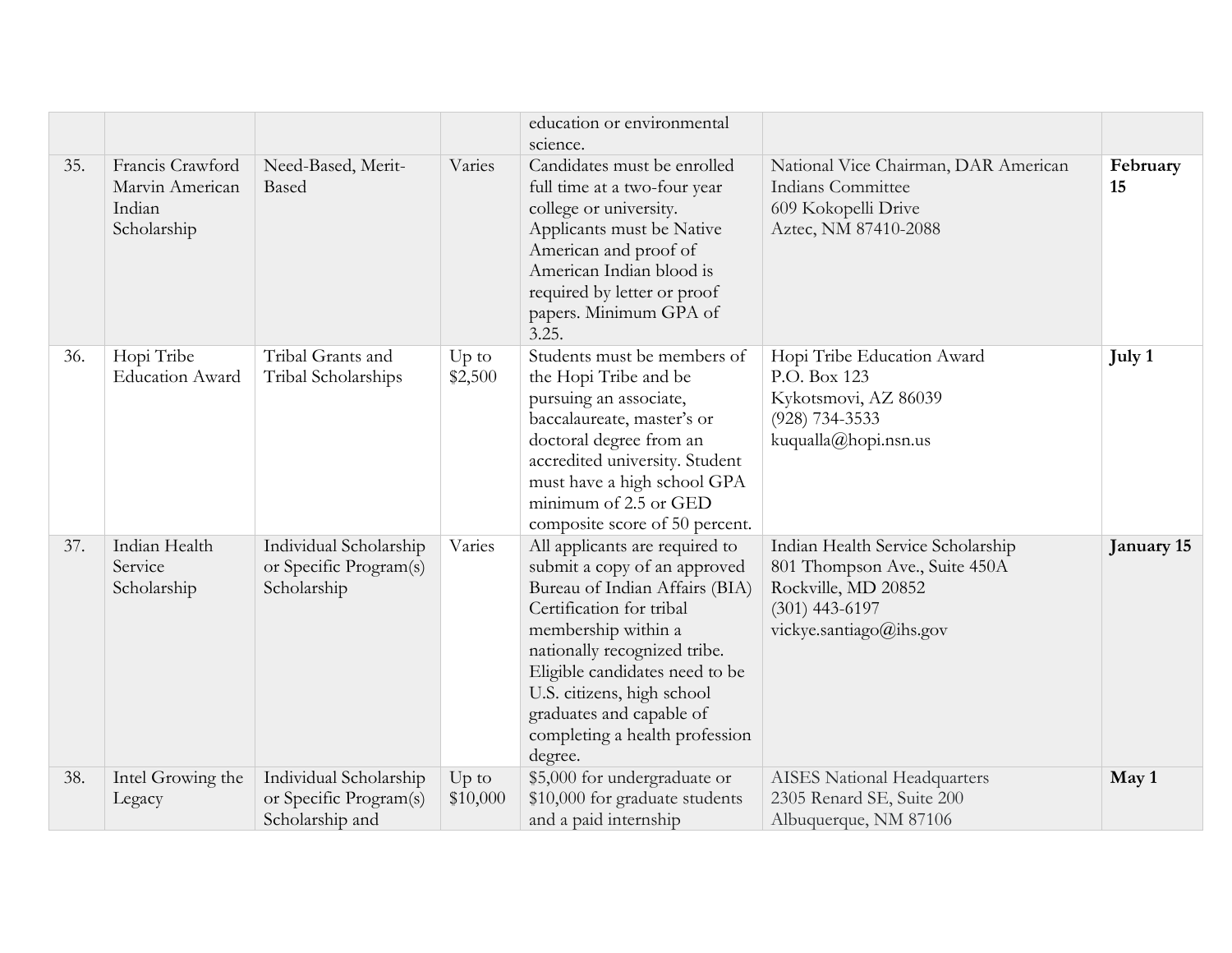| | | | | | | |
|---|---|---|---|---|---|---|
| | | | | education or environmental science. | | |
| 35. | Francis Crawford Marvin American Indian Scholarship | Need-Based, Merit-Based | Varies | Candidates must be enrolled full time at a two-four year college or university. Applicants must be Native American and proof of American Indian blood is required by letter or proof papers. Minimum GPA of 3.25. | National Vice Chairman, DAR American Indians Committee<br>609 Kokopelli Drive<br>Aztec, NM 87410-2088 | **February 15** |
| 36. | Hopi Tribe Education Award | Tribal Grants and Tribal Scholarships | Up to $2,500 | Students must be members of the Hopi Tribe and be pursuing an associate, baccalaureate, master's or doctoral degree from an accredited university. Student must have a high school GPA minimum of 2.5 or GED composite score of 50 percent. | Hopi Tribe Education Award<br>P.O. Box 123<br>Kykotsmovi, AZ 86039<br>(928) 734-3533<br>kuqualla@hopi.nsn.us | **July 1** |
| 37. | Indian Health Service Scholarship | Individual Scholarship or Specific Program(s) Scholarship | Varies | All applicants are required to submit a copy of an approved Bureau of Indian Affairs (BIA) Certification for tribal membership within a nationally recognized tribe. Eligible candidates need to be U.S. citizens, high school graduates and capable of completing a health profession degree. | Indian Health Service Scholarship<br>801 Thompson Ave., Suite 450A<br>Rockville, MD 20852<br>(301) 443-6197<br>vickye.santiago@ihs.gov | **January 15** |
| 38. | Intel Growing the Legacy | Individual Scholarship or Specific Program(s) Scholarship and | Up to $10,000 | $5,000 for undergraduate or $10,000 for graduate students and a paid internship | AISES National Headquarters<br>2305 Renard SE, Suite 200<br>Albuquerque, NM 87106 | **May 1** |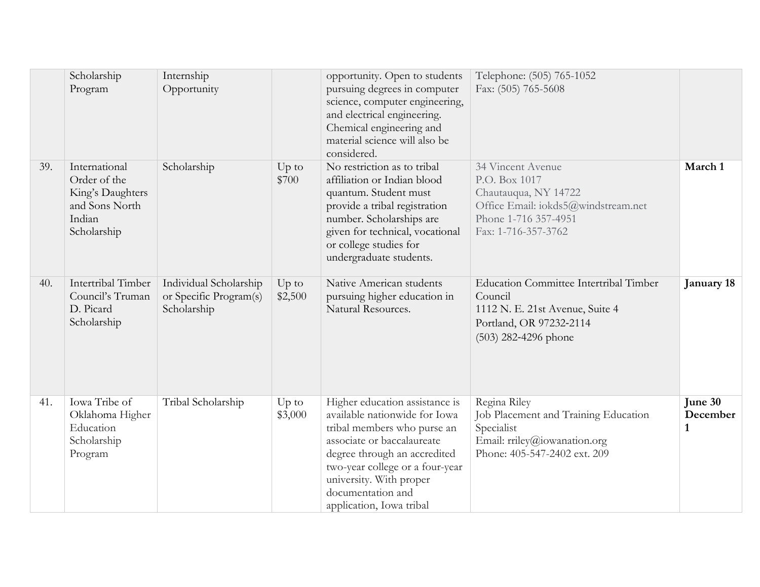| | | | | | | |
|---|---|---|---|---|---|---|
| | Scholarship Program | Internship Opportunity | | opportunity. Open to students pursuing degrees in computer science, computer engineering, and electrical engineering. Chemical engineering and material science will also be considered. | Telephone: (505) 765-1052<br>Fax: (505) 765-5608 | |
| 39. | International Order of the King's Daughters and Sons North Indian Scholarship | Scholarship | Up to $700 | No restriction as to tribal affiliation or Indian blood quantum. Student must provide a tribal registration number. Scholarships are given for technical, vocational or college studies for undergraduate students. | 34 Vincent Avenue<br>P.O. Box 1017<br>Chautauqua, NY 14722<br>Office Email: iokds5@windstream.net<br>Phone 1-716 357-4951<br>Fax: 1-716-357-3762 | **March 1** |
| 40. | Intertribal Timber Council's Truman D. Picard Scholarship | Individual Scholarship or Specific Program(s) Scholarship | Up to $2,500 | Native American students pursuing higher education in Natural Resources. | Education Committee Intertribal Timber Council<br>1112 N. E. 21st Avenue, Suite 4<br>Portland, OR 97232-2114<br>(503) 282-4296 phone | **January 18** |
| 41. | Iowa Tribe of Oklahoma Higher Education Scholarship Program | Tribal Scholarship | Up to $3,000 | Higher education assistance is available nationwide for Iowa tribal members who purse an associate or baccalaureate degree through an accredited two-year college or a four-year university. With proper documentation and application, Iowa tribal | Regina Riley<br>Job Placement and Training Education Specialist<br>Email: rriley@iowanation.org<br>Phone: 405-547-2402 ext. 209 | **June 30<br>December 1** |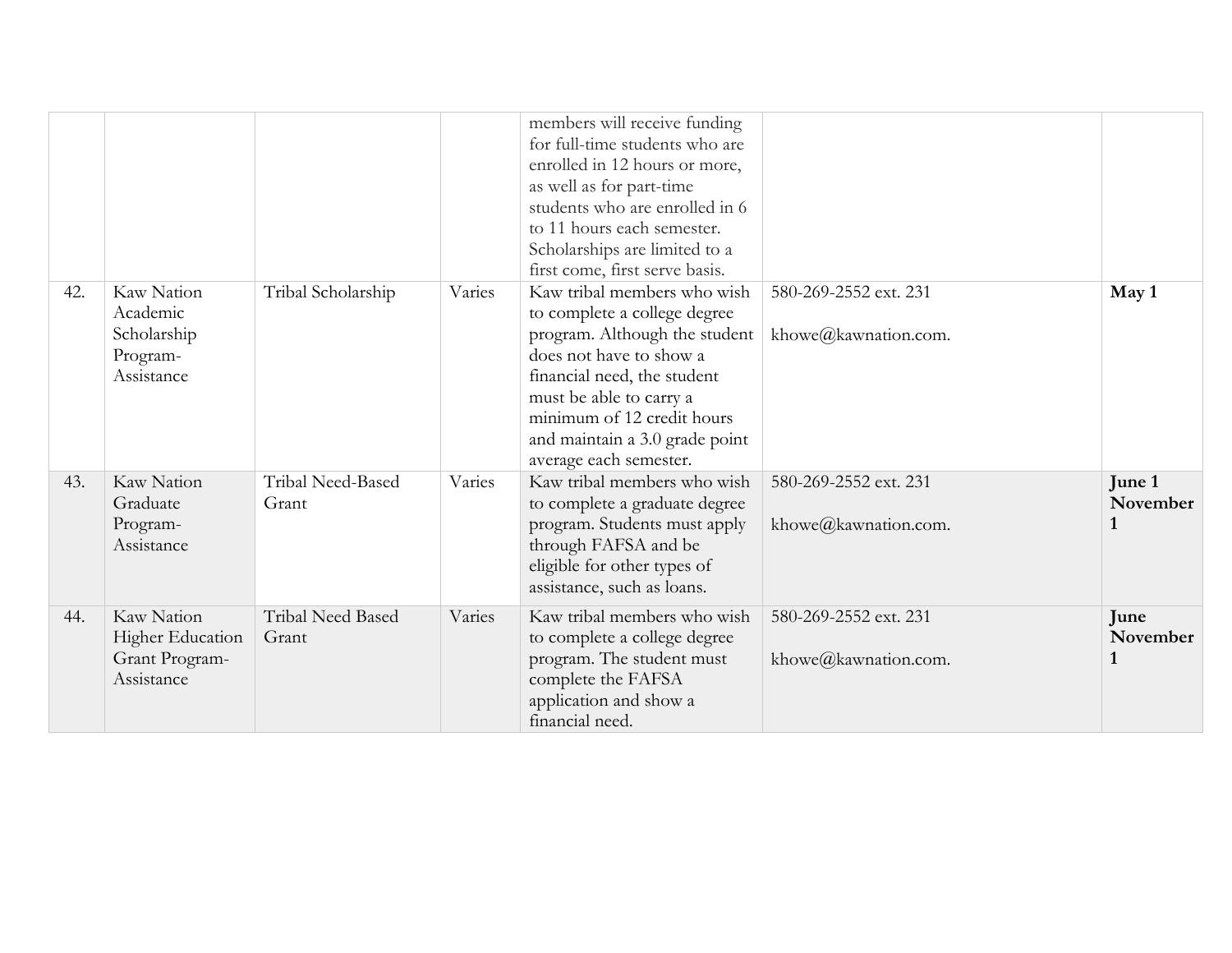| | | | | | | |
|---|---|---|---|---|---|---|
| | | | | members will receive funding for full-time students who are enrolled in 12 hours or more, as well as for part-time students who are enrolled in 6 to 11 hours each semester. Scholarships are limited to a first come, first serve basis. | | |
| 42. | Kaw Nation Academic Scholarship Program-Assistance | Tribal Scholarship | Varies | Kaw tribal members who wish to complete a college degree program. Although the student does not have to show a financial need, the student must be able to carry a minimum of 12 credit hours and maintain a 3.0 grade point average each semester. | 580-269-2552 ext. 231<br><br>khowe@kawnation.com. | **May 1** |
| 43. | Kaw Nation Graduate Program-Assistance | Tribal Need-Based Grant | Varies | Kaw tribal members who wish to complete a graduate degree program. Students must apply through FAFSA and be eligible for other types of assistance, such as loans. | 580-269-2552 ext. 231<br><br>khowe@kawnation.com. | **June 1 November 1** |
| 44. | Kaw Nation Higher Education Grant Program-Assistance | Tribal Need Based Grant | Varies | Kaw tribal members who wish to complete a college degree program. The student must complete the FAFSA application and show a financial need. | 580-269-2552 ext. 231<br><br>khowe@kawnation.com. | **June November 1** |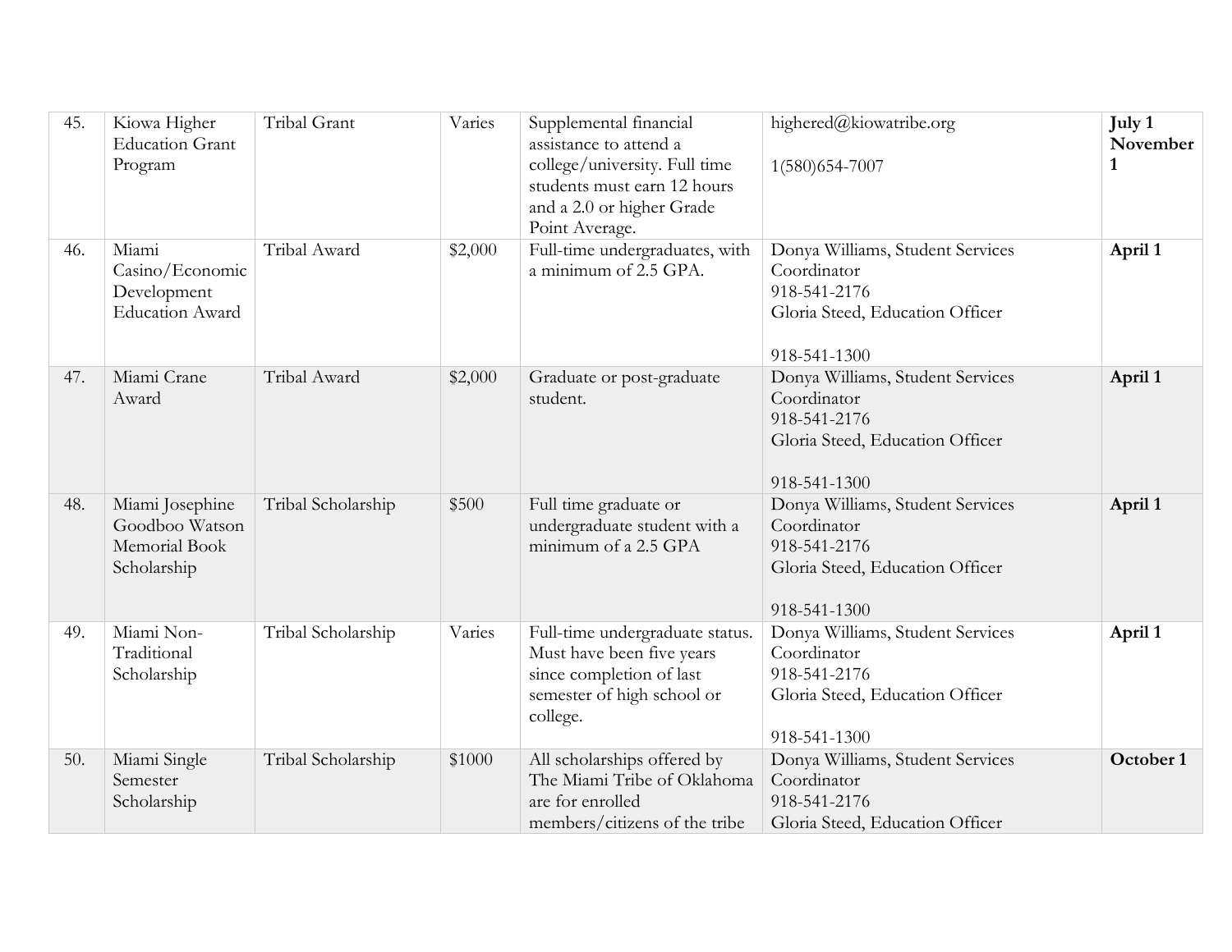| | | | | | | |
|---|---|---|---|---|---|---|
| 45. | Kiowa Higher Education Grant Program | Tribal Grant | Varies | Supplemental financial assistance to attend a college/university. Full time students must earn 12 hours and a 2.0 or higher Grade Point Average. | highered@kiowatribe.org<br><br>1(580)654-7007 | **July 1 November 1** |
| 46. | Miami Casino/Economic Development Education Award | Tribal Award | $2,000 | Full-time undergraduates, with a minimum of 2.5 GPA. | Donya Williams, Student Services Coordinator<br>918-541-2176<br>Gloria Steed, Education Officer<br><br>918-541-1300 | **April 1** |
| 47. | Miami Crane Award | Tribal Award | $2,000 | Graduate or post-graduate student. | Donya Williams, Student Services Coordinator<br>918-541-2176<br>Gloria Steed, Education Officer<br><br>918-541-1300 | **April 1** |
| 48. | Miami Josephine Goodboo Watson Memorial Book Scholarship | Tribal Scholarship | $500 | Full time graduate or undergraduate student with a minimum of a 2.5 GPA | Donya Williams, Student Services Coordinator<br>918-541-2176<br>Gloria Steed, Education Officer<br><br>918-541-1300 | **April 1** |
| 49. | Miami Non-Traditional Scholarship | Tribal Scholarship | Varies | Full-time undergraduate status. Must have been five years since completion of last semester of high school or college. | Donya Williams, Student Services Coordinator<br>918-541-2176<br>Gloria Steed, Education Officer<br><br>918-541-1300 | **April 1** |
| 50. | Miami Single Semester Scholarship | Tribal Scholarship | $1000 | All scholarships offered by The Miami Tribe of Oklahoma are for enrolled members/citizens of the tribe | Donya Williams, Student Services Coordinator<br>918-541-2176<br>Gloria Steed, Education Officer | **October 1** |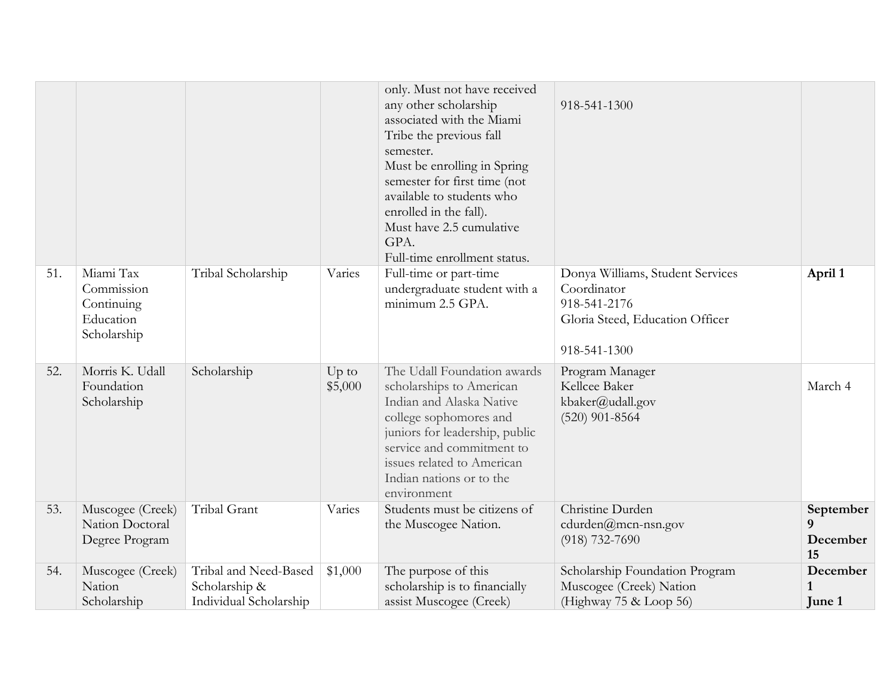|  |  |  |  |  |  |  |
|---|---|---|---|---|---|---|
|  |  |  |  | only. Must not have received any other scholarship associated with the Miami Tribe the previous fall semester.<br>Must be enrolling in Spring semester for first time (not available to students who enrolled in the fall).<br>Must have 2.5 cumulative GPA.<br>Full-time enrollment status. | 918-541-1300 |  |
| 51. | Miami Tax Commission Continuing Education Scholarship | Tribal Scholarship | Varies | Full-time or part-time undergraduate student with a minimum 2.5 GPA. | Donya Williams, Student Services Coordinator<br>918-541-2176<br>Gloria Steed, Education Officer<br><br>918-541-1300 | **April 1** |
| 52. | Morris K. Udall Foundation Scholarship | Scholarship | Up to $5,000 | The Udall Foundation awards scholarships to American Indian and Alaska Native college sophomores and juniors for leadership, public service and commitment to issues related to American Indian nations or to the environment | Program Manager<br>Kellcee Baker<br>kbaker@udall.gov<br>(520) 901-8564 | March 4 |
| 53. | Muscogee (Creek) Nation Doctoral Degree Program | Tribal Grant | Varies | Students must be citizens of the Muscogee Nation. | Christine Durden<br>cdurden@mcn-nsn.gov<br>(918) 732-7690 | **September 9**<br>**December 15** |
| 54. | Muscogee (Creek) Nation Scholarship | Tribal and Need-Based Scholarship & Individual Scholarship | $1,000 | The purpose of this scholarship is to financially assist Muscogee (Creek) | Scholarship Foundation Program<br>Muscogee (Creek) Nation<br>(Highway 75 & Loop 56) | **December 1**<br>**June 1** |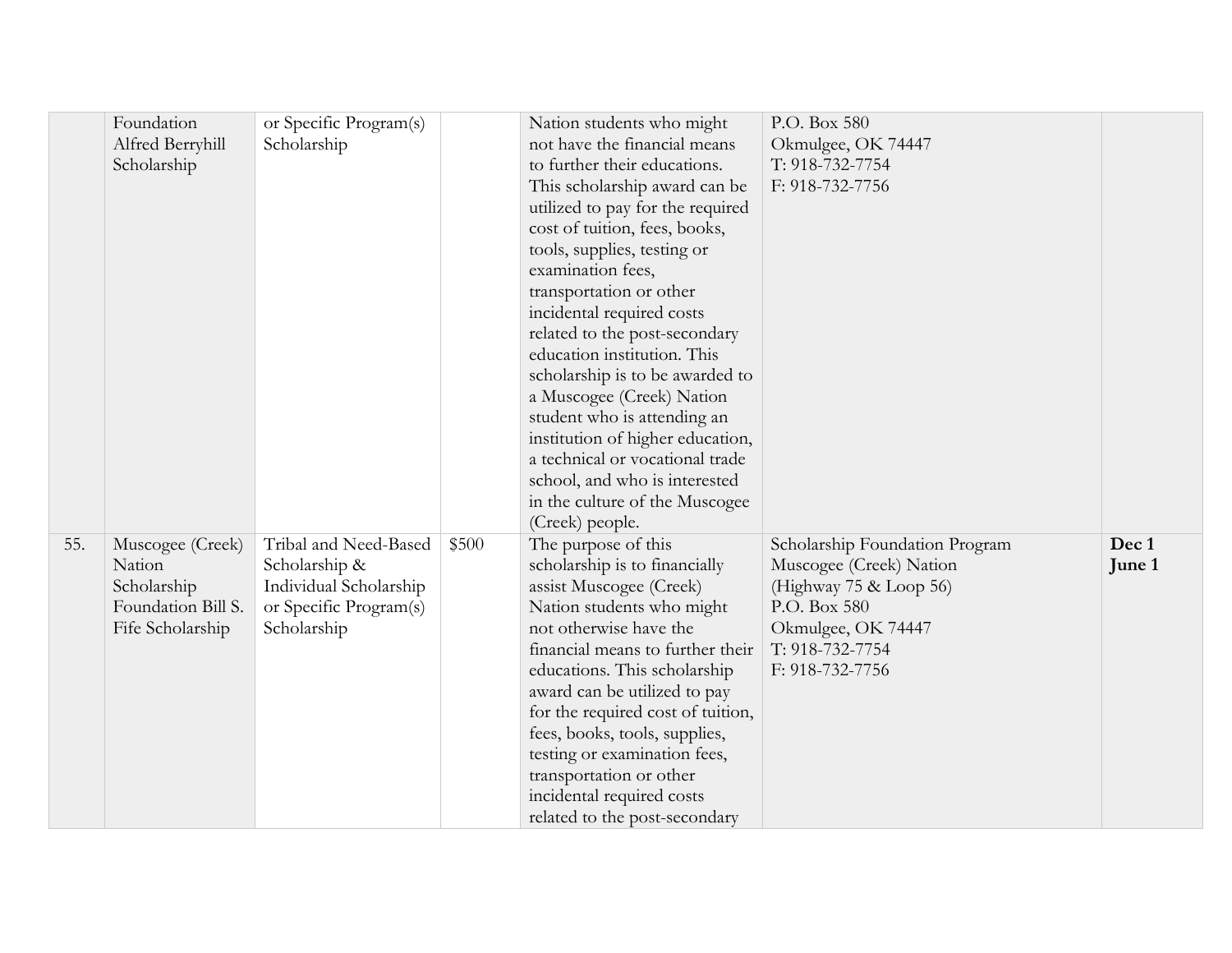| | | | | | | |
|---|---|---|---|---|---|---|
| | Foundation Alfred Berryhill Scholarship | or Specific Program(s) Scholarship | | Nation students who might not have the financial means to further their educations. This scholarship award can be utilized to pay for the required cost of tuition, fees, books, tools, supplies, testing or examination fees, transportation or other incidental required costs related to the post-secondary education institution. This scholarship is to be awarded to a Muscogee (Creek) Nation student who is attending an institution of higher education, a technical or vocational trade school, and who is interested in the culture of the Muscogee (Creek) people. | P.O. Box 580<br>Okmulgee, OK 74447<br>T: 918-732-7754<br>F: 918-732-7756 | |
| 55. | Muscogee (Creek) Nation Scholarship Foundation Bill S. Fife Scholarship | Tribal and Need-Based Scholarship & Individual Scholarship or Specific Program(s) Scholarship | $500 | The purpose of this scholarship is to financially assist Muscogee (Creek) Nation students who might not otherwise have the financial means to further their educations. This scholarship award can be utilized to pay for the required cost of tuition, fees, books, tools, supplies, testing or examination fees, transportation or other incidental required costs related to the post-secondary | Scholarship Foundation Program<br>Muscogee (Creek) Nation<br>(Highway 75 & Loop 56)<br>P.O. Box 580<br>Okmulgee, OK 74447<br>T: 918-732-7754<br>F: 918-732-7756 | **Dec 1**<br>**June 1** |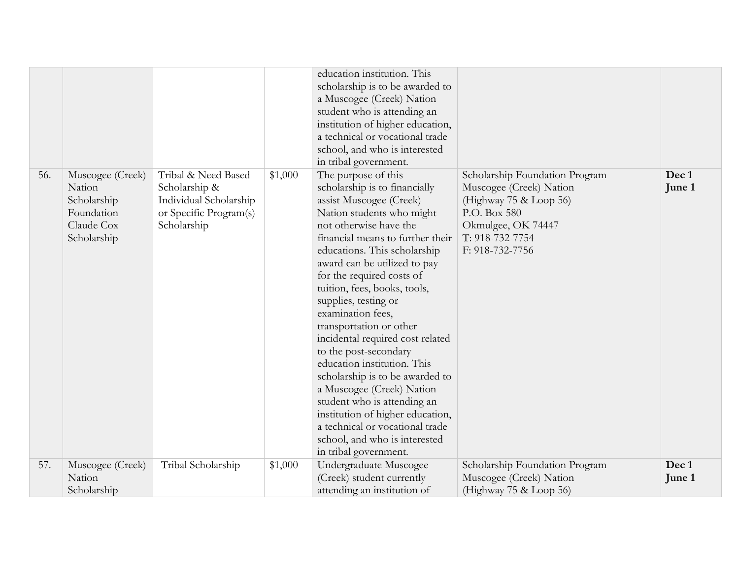| | | | | | | |
|---|---|---|---|---|---|---|
| | | | | education institution. This scholarship is to be awarded to a Muscogee (Creek) Nation student who is attending an institution of higher education, a technical or vocational trade school, and who is interested in tribal government. | | |
| 56. | Muscogee (Creek) Nation Scholarship Foundation Claude Cox Scholarship | Tribal & Need Based Scholarship & Individual Scholarship or Specific Program(s) Scholarship | $1,000 | The purpose of this scholarship is to financially assist Muscogee (Creek) Nation students who might not otherwise have the financial means to further their educations. This scholarship award can be utilized to pay for the required costs of tuition, fees, books, tools, supplies, testing or examination fees, transportation or other incidental required cost related to the post-secondary education institution. This scholarship is to be awarded to a Muscogee (Creek) Nation student who is attending an institution of higher education, a technical or vocational trade school, and who is interested in tribal government. | Scholarship Foundation Program<br>Muscogee (Creek) Nation<br>(Highway 75 & Loop 56)<br>P.O. Box 580<br>Okmulgee, OK 74447<br>T: 918-732-7754<br>F: 918-732-7756 | **Dec 1**<br>**June 1** |
| 57. | Muscogee (Creek) Nation Scholarship | Tribal Scholarship | $1,000 | Undergraduate Muscogee (Creek) student currently attending an institution of | Scholarship Foundation Program<br>Muscogee (Creek) Nation<br>(Highway 75 & Loop 56) | **Dec 1**<br>**June 1** |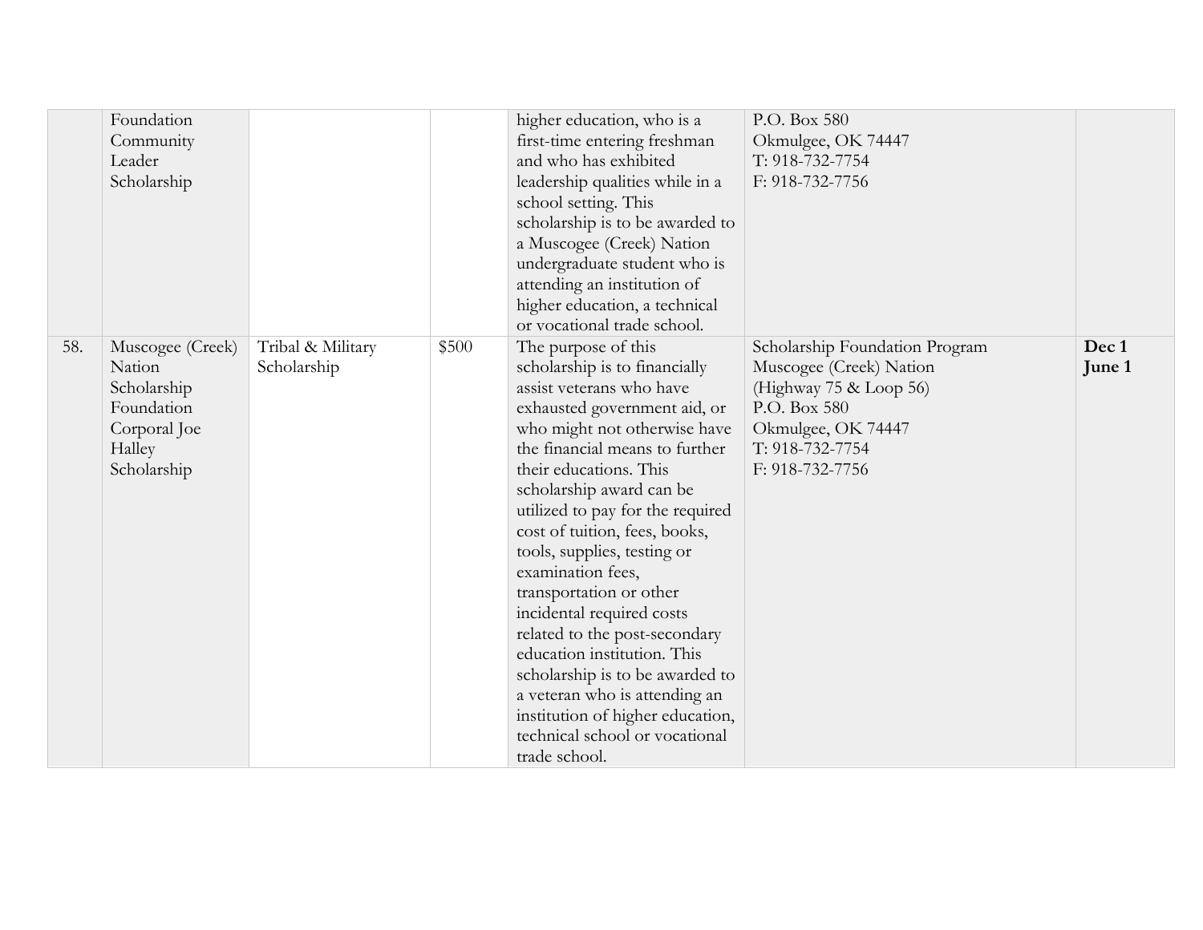| | | | | | | |
|---|---|---|---|---|---|---|
| | Foundation Community Leader Scholarship | | | higher education, who is a first-time entering freshman and who has exhibited leadership qualities while in a school setting. This scholarship is to be awarded to a Muscogee (Creek) Nation undergraduate student who is attending an institution of higher education, a technical or vocational trade school. | P.O. Box 580<br>Okmulgee, OK 74447<br>T: 918-732-7754<br>F: 918-732-7756 | |
| 58. | Muscogee (Creek) Nation Scholarship Foundation Corporal Joe Halley Scholarship | Tribal & Military Scholarship | $500 | The purpose of this scholarship is to financially assist veterans who have exhausted government aid, or who might not otherwise have the financial means to further their educations. This scholarship award can be utilized to pay for the required cost of tuition, fees, books, tools, supplies, testing or examination fees, transportation or other incidental required costs related to the post-secondary education institution. This scholarship is to be awarded to a veteran who is attending an institution of higher education, technical school or vocational trade school. | Scholarship Foundation Program<br>Muscogee (Creek) Nation<br>(Highway 75 & Loop 56)<br>P.O. Box 580<br>Okmulgee, OK 74447<br>T: 918-732-7754<br>F: 918-732-7756 | **Dec 1**<br>**June 1** |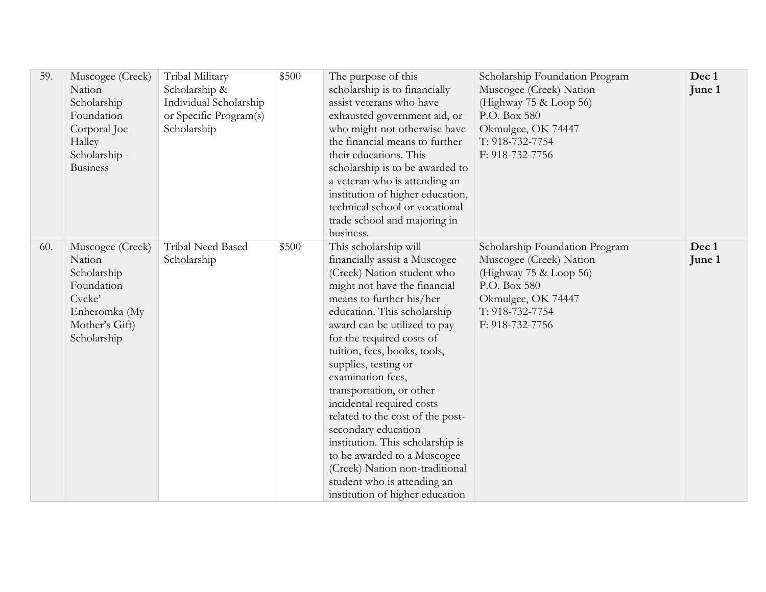| 59. | Muscogee (Creek) Nation Scholarship Foundation Corporal Joe Halley Scholarship - Business | Tribal Military Scholarship & Individual Scholarship or Specific Program(s) Scholarship | $500 | The purpose of this scholarship is to financially assist veterans who have exhausted government aid, or who might not otherwise have the financial means to further their educations. This scholarship is to be awarded to a veteran who is attending an institution of higher education, technical school or vocational trade school and majoring in business. | Scholarship Foundation Program<br>Muscogee (Creek) Nation<br>(Highway 75 & Loop 56)<br>P.O. Box 580<br>Okmulgee, OK 74447<br>T: 918-732-7754<br>F: 918-732-7756 | **Dec 1**<br>**June 1** |
|---|---|---|---|---|---|---|
| 60. | Muscogee (Creek) Nation Scholarship Foundation Cvcke' Enheromka (My Mother's Gift) Scholarship | Tribal Need Based Scholarship | $500 | This scholarship will financially assist a Muscogee (Creek) Nation student who might not have the financial means to further his/her education. This scholarship award can be utilized to pay for the required costs of tuition, fees, books, tools, supplies, testing or examination fees, transportation, or other incidental required costs related to the cost of the post-secondary education institution. This scholarship is to be awarded to a Muscogee (Creek) Nation non-traditional student who is attending an institution of higher education | Scholarship Foundation Program<br>Muscogee (Creek) Nation<br>(Highway 75 & Loop 56)<br>P.O. Box 580<br>Okmulgee, OK 74447<br>T: 918-732-7754<br>F: 918-732-7756 | **Dec 1**<br>**June 1** |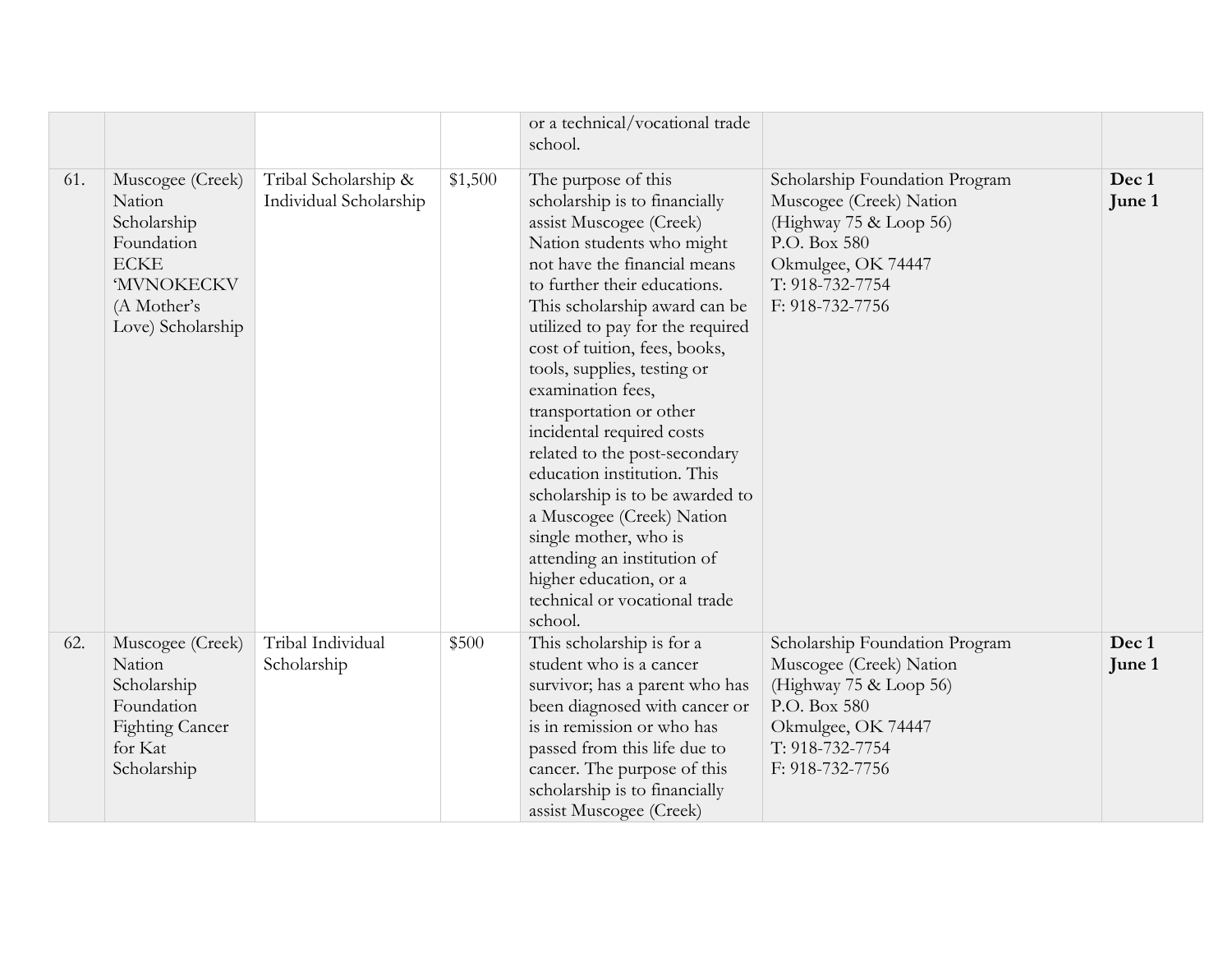| | | | | | | |
|---|---|---|---|---|---|---|
| | | | | or a technical/vocational trade school. | | |
| 61. | Muscogee (Creek) Nation Scholarship Foundation ECKE 'MVNOKECKV (A Mother's Love) Scholarship | Tribal Scholarship & Individual Scholarship | $1,500 | The purpose of this scholarship is to financially assist Muscogee (Creek) Nation students who might not have the financial means to further their educations. This scholarship award can be utilized to pay for the required cost of tuition, fees, books, tools, supplies, testing or examination fees, transportation or other incidental required costs related to the post-secondary education institution. This scholarship is to be awarded to a Muscogee (Creek) Nation single mother, who is attending an institution of higher education, or a technical or vocational trade school. | Scholarship Foundation Program<br>Muscogee (Creek) Nation<br>(Highway 75 & Loop 56)<br>P.O. Box 580<br>Okmulgee, OK 74447<br>T: 918-732-7754<br>F: 918-732-7756 | **Dec 1**<br>**June 1** |
| 62. | Muscogee (Creek) Nation Scholarship Foundation Fighting Cancer for Kat Scholarship | Tribal Individual Scholarship | $500 | This scholarship is for a student who is a cancer survivor; has a parent who has been diagnosed with cancer or is in remission or who has passed from this life due to cancer. The purpose of this scholarship is to financially assist Muscogee (Creek) | Scholarship Foundation Program<br>Muscogee (Creek) Nation<br>(Highway 75 & Loop 56)<br>P.O. Box 580<br>Okmulgee, OK 74447<br>T: 918-732-7754<br>F: 918-732-7756 | **Dec 1**<br>**June 1** |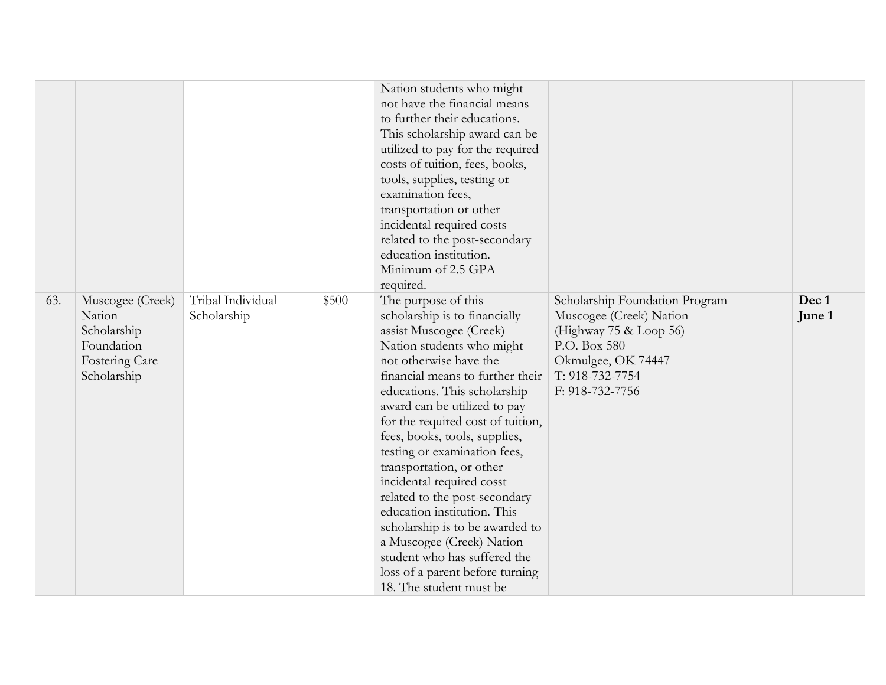| | | | | | | |
|---|---|---|---|---|---|---|
| | | | | Nation students who might not have the financial means to further their educations. This scholarship award can be utilized to pay for the required costs of tuition, fees, books, tools, supplies, testing or examination fees, transportation or other incidental required costs related to the post-secondary education institution. Minimum of 2.5 GPA required. | | |
| 63. | Muscogee (Creek) Nation Scholarship Foundation Fostering Care Scholarship | Tribal Individual Scholarship | $500 | The purpose of this scholarship is to financially assist Muscogee (Creek) Nation students who might not otherwise have the financial means to further their educations. This scholarship award can be utilized to pay for the required cost of tuition, fees, books, tools, supplies, testing or examination fees, transportation, or other incidental required cosst related to the post-secondary education institution. This scholarship is to be awarded to a Muscogee (Creek) Nation student who has suffered the loss of a parent before turning 18. The student must be | Scholarship Foundation Program<br>Muscogee (Creek) Nation<br>(Highway 75 & Loop 56)<br>P.O. Box 580<br>Okmulgee, OK 74447<br>T: 918-732-7754<br>F: 918-732-7756 | **Dec 1**<br>**June 1** |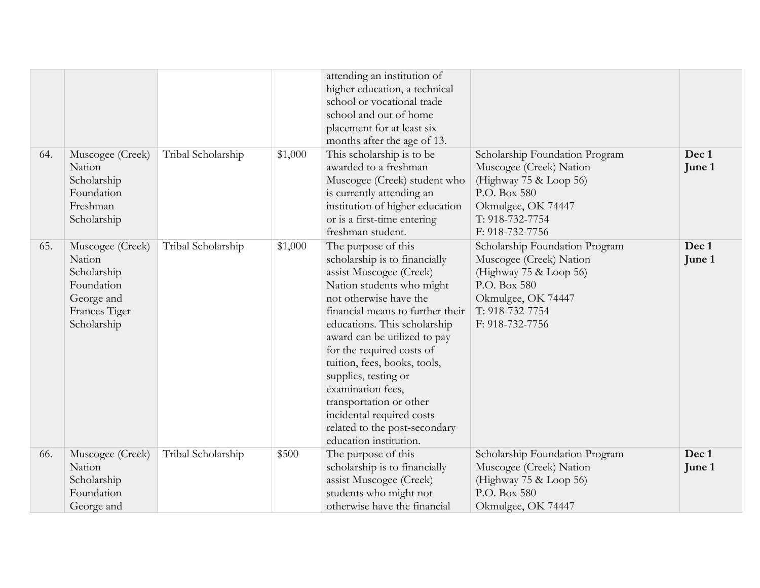| | | | | | | |
|---|---|---|---|---|---|---|
| | | | | attending an institution of higher education, a technical school or vocational trade school and out of home placement for at least six months after the age of 13. | | |
| 64. | Muscogee (Creek) Nation Scholarship Foundation Freshman Scholarship | Tribal Scholarship | $1,000 | This scholarship is to be awarded to a freshman Muscogee (Creek) student who is currently attending an institution of higher education or is a first-time entering freshman student. | Scholarship Foundation Program Muscogee (Creek) Nation (Highway 75 & Loop 56) P.O. Box 580 Okmulgee, OK 74447 T: 918-732-7754 F: 918-732-7756 | **Dec 1** **June 1** |
| 65. | Muscogee (Creek) Nation Scholarship Foundation George and Frances Tiger Scholarship | Tribal Scholarship | $1,000 | The purpose of this scholarship is to financially assist Muscogee (Creek) Nation students who might not otherwise have the financial means to further their educations. This scholarship award can be utilized to pay for the required costs of tuition, fees, books, tools, supplies, testing or examination fees, transportation or other incidental required costs related to the post-secondary education institution. | Scholarship Foundation Program Muscogee (Creek) Nation (Highway 75 & Loop 56) P.O. Box 580 Okmulgee, OK 74447 T: 918-732-7754 F: 918-732-7756 | **Dec 1** **June 1** |
| 66. | Muscogee (Creek) Nation Scholarship Foundation George and | Tribal Scholarship | $500 | The purpose of this scholarship is to financially assist Muscogee (Creek) students who might not otherwise have the financial | Scholarship Foundation Program Muscogee (Creek) Nation (Highway 75 & Loop 56) P.O. Box 580 Okmulgee, OK 74447 | **Dec 1** **June 1** |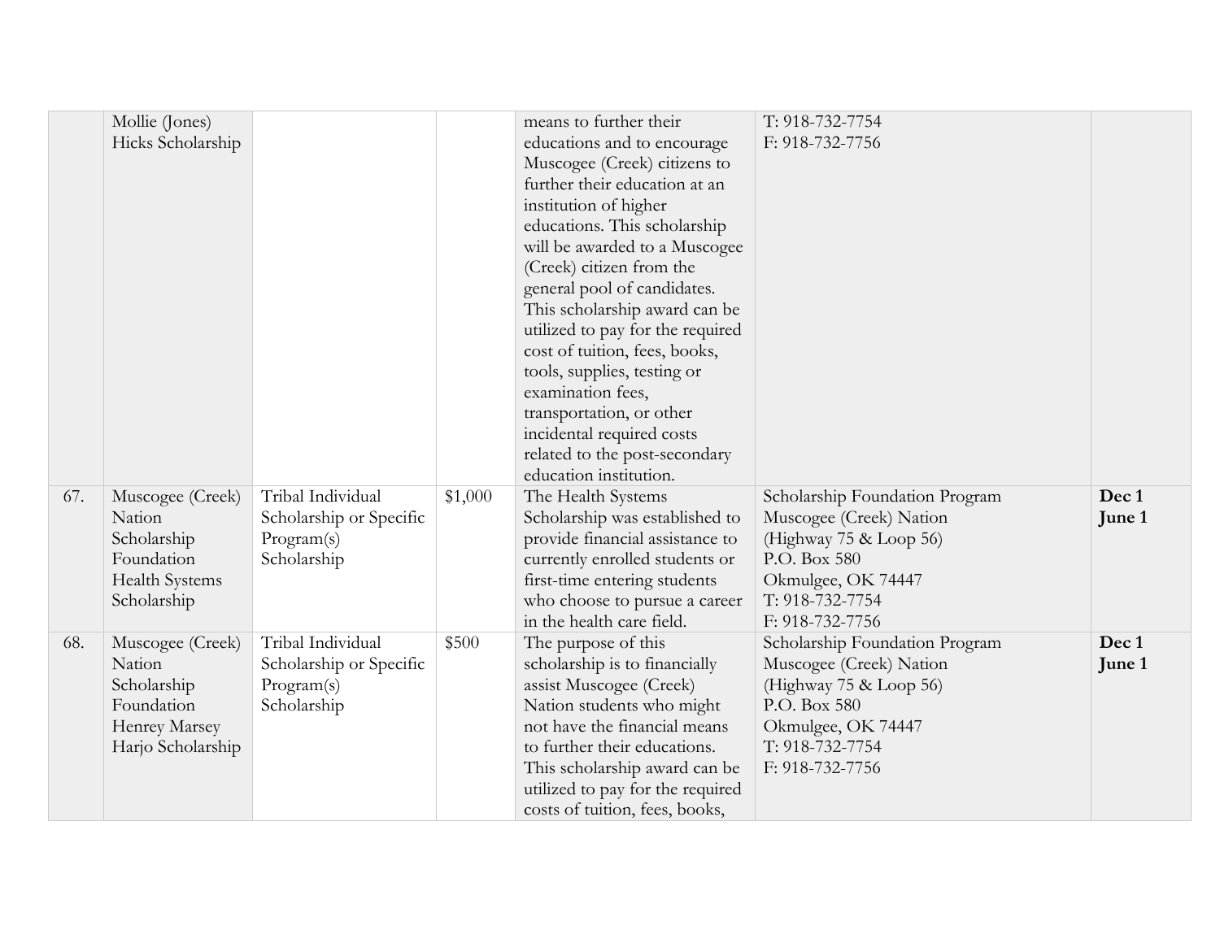| | | | | | | |
|---|---|---|---|---|---|---|
| | Mollie (Jones) Hicks Scholarship | | | means to further their educations and to encourage Muscogee (Creek) citizens to further their education at an institution of higher educations. This scholarship will be awarded to a Muscogee (Creek) citizen from the general pool of candidates. This scholarship award can be utilized to pay for the required cost of tuition, fees, books, tools, supplies, testing or examination fees, transportation, or other incidental required costs related to the post-secondary education institution. | T: 918-732-7754<br>F: 918-732-7756 | |
| 67. | Muscogee (Creek) Nation Scholarship Foundation Health Systems Scholarship | Tribal Individual Scholarship or Specific Program(s) Scholarship | $1,000 | The Health Systems Scholarship was established to provide financial assistance to currently enrolled students or first-time entering students who choose to pursue a career in the health care field. | Scholarship Foundation Program<br>Muscogee (Creek) Nation<br>(Highway 75 & Loop 56)<br>P.O. Box 580<br>Okmulgee, OK 74447<br>T: 918-732-7754<br>F: 918-732-7756 | **Dec 1**<br>**June 1** |
| 68. | Muscogee (Creek) Nation Scholarship Foundation Henrey Marsey Harjo Scholarship | Tribal Individual Scholarship or Specific Program(s) Scholarship | $500 | The purpose of this scholarship is to financially assist Muscogee (Creek) Nation students who might not have the financial means to further their educations. This scholarship award can be utilized to pay for the required costs of tuition, fees, books, | Scholarship Foundation Program<br>Muscogee (Creek) Nation<br>(Highway 75 & Loop 56)<br>P.O. Box 580<br>Okmulgee, OK 74447<br>T: 918-732-7754<br>F: 918-732-7756 | **Dec 1**<br>**June 1** |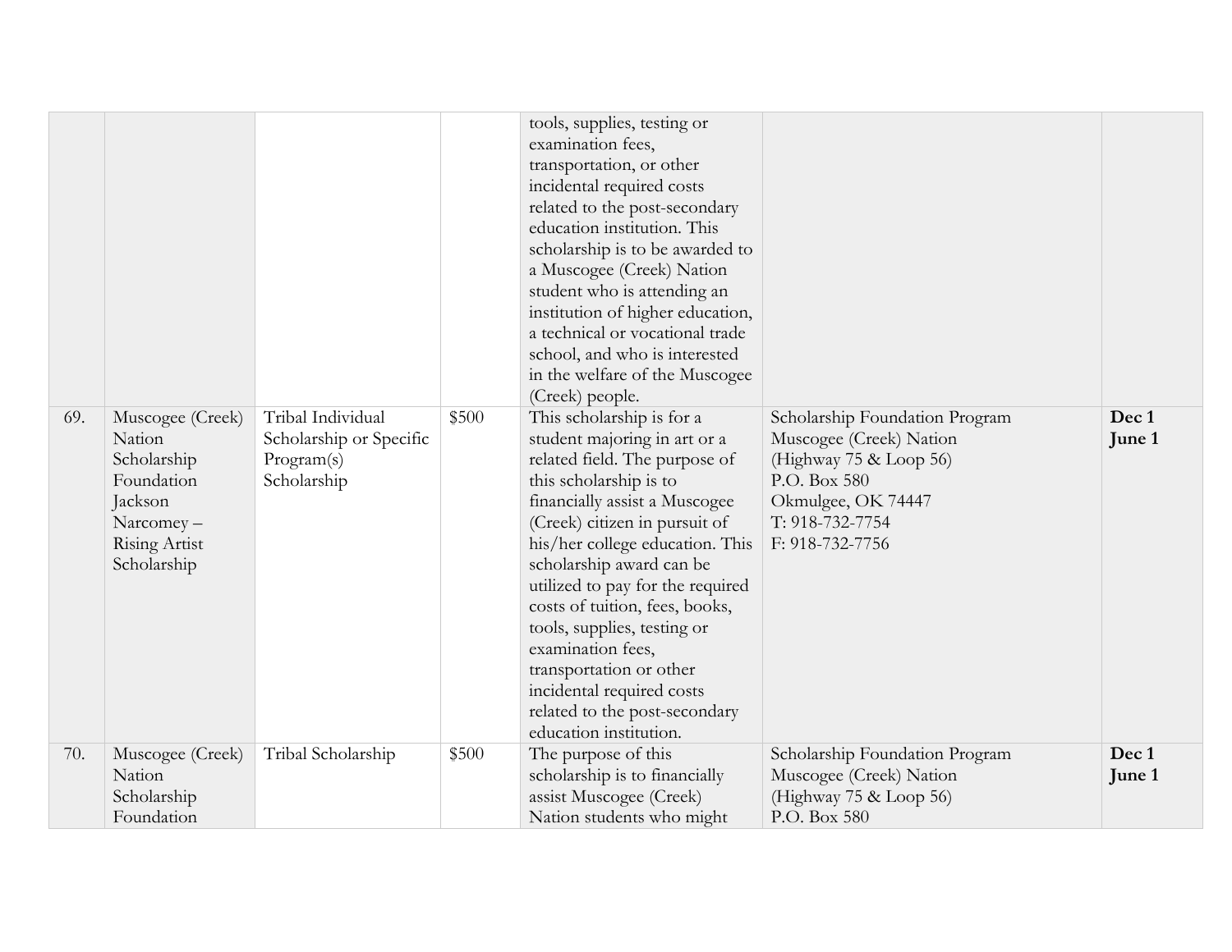| | | | | | | |
|---|---|---|---|---|---|---|
| | | | | tools, supplies, testing or examination fees, transportation, or other incidental required costs related to the post-secondary education institution. This scholarship is to be awarded to a Muscogee (Creek) Nation student who is attending an institution of higher education, a technical or vocational trade school, and who is interested in the welfare of the Muscogee (Creek) people. | | |
| 69. | Muscogee (Creek) Nation Scholarship Foundation Jackson Narcomey – Rising Artist Scholarship | Tribal Individual Scholarship or Specific Program(s) Scholarship | $500 | This scholarship is for a student majoring in art or a related field. The purpose of this scholarship is to financially assist a Muscogee (Creek) citizen in pursuit of his/her college education. This scholarship award can be utilized to pay for the required costs of tuition, fees, books, tools, supplies, testing or examination fees, transportation or other incidental required costs related to the post-secondary education institution. | Scholarship Foundation Program<br>Muscogee (Creek) Nation<br>(Highway 75 & Loop 56)<br>P.O. Box 580<br>Okmulgee, OK 74447<br>T: 918-732-7754<br>F: 918-732-7756 | **Dec 1**<br>**June 1** |
| 70. | Muscogee (Creek) Nation Scholarship Foundation | Tribal Scholarship | $500 | The purpose of this scholarship is to financially assist Muscogee (Creek) Nation students who might | Scholarship Foundation Program<br>Muscogee (Creek) Nation<br>(Highway 75 & Loop 56)<br>P.O. Box 580 | **Dec 1**<br>**June 1** |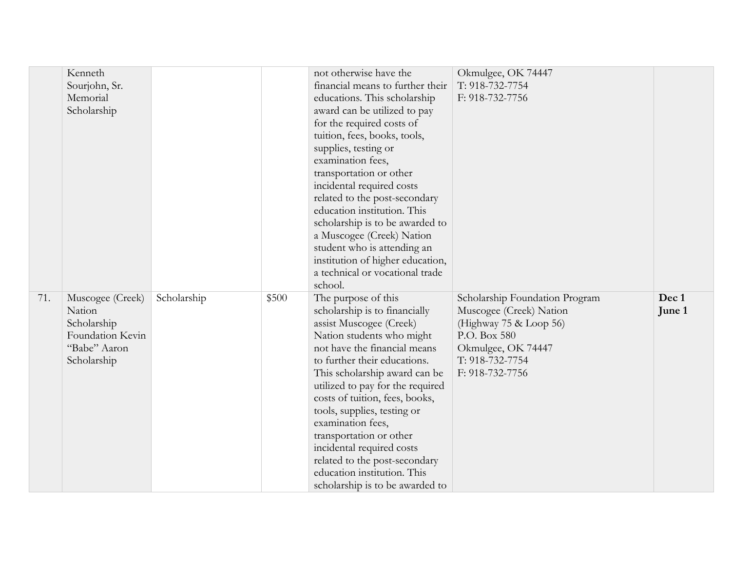| | | | | | | |
|---|---|---|---|---|---|---|
| | Kenneth Sourjohn, Sr. Memorial Scholarship | | | not otherwise have the financial means to further their educations. This scholarship award can be utilized to pay for the required costs of tuition, fees, books, tools, supplies, testing or examination fees, transportation or other incidental required costs related to the post-secondary education institution. This scholarship is to be awarded to a Muscogee (Creek) Nation student who is attending an institution of higher education, a technical or vocational trade school. | Okmulgee, OK 74447<br>T: 918-732-7754<br>F: 918-732-7756 | |
| 71. | Muscogee (Creek) Nation Scholarship Foundation Kevin "Babe" Aaron Scholarship | Scholarship | $500 | The purpose of this scholarship is to financially assist Muscogee (Creek) Nation students who might not have the financial means to further their educations. This scholarship award can be utilized to pay for the required costs of tuition, fees, books, tools, supplies, testing or examination fees, transportation or other incidental required costs related to the post-secondary education institution. This scholarship is to be awarded to | Scholarship Foundation Program<br>Muscogee (Creek) Nation<br>(Highway 75 & Loop 56)<br>P.O. Box 580<br>Okmulgee, OK 74447<br>T: 918-732-7754<br>F: 918-732-7756 | **Dec 1**<br>**June 1** |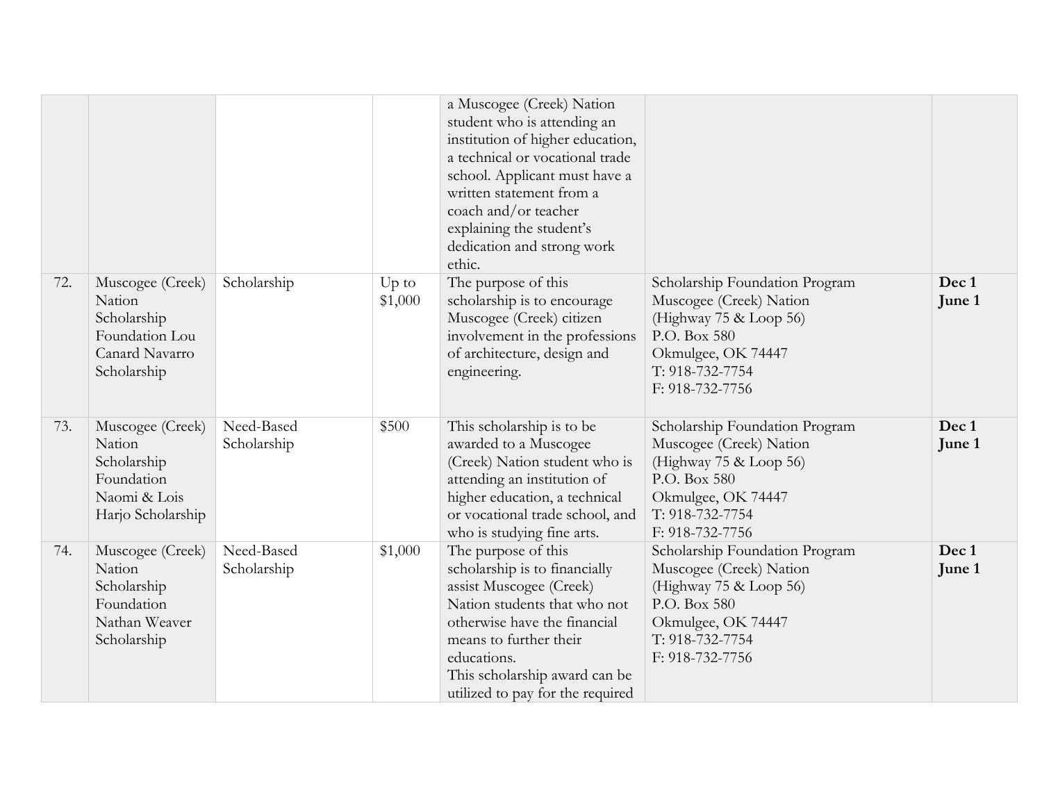| | | | | | | |
|---|---|---|---|---|---|---|
| | | | | a Muscogee (Creek) Nation student who is attending an institution of higher education, a technical or vocational trade school. Applicant must have a written statement from a coach and/or teacher explaining the student's dedication and strong work ethic. | | |
| 72. | Muscogee (Creek) Nation Scholarship Foundation Lou Canard Navarro Scholarship | Scholarship | Up to $1,000 | The purpose of this scholarship is to encourage Muscogee (Creek) citizen involvement in the professions of architecture, design and engineering. | Scholarship Foundation Program Muscogee (Creek) Nation (Highway 75 & Loop 56) P.O. Box 580 Okmulgee, OK 74447 T: 918-732-7754 F: 918-732-7756 | **Dec 1 June 1** |
| 73. | Muscogee (Creek) Nation Scholarship Foundation Naomi & Lois Harjo Scholarship | Need-Based Scholarship | $500 | This scholarship is to be awarded to a Muscogee (Creek) Nation student who is attending an institution of higher education, a technical or vocational trade school, and who is studying fine arts. | Scholarship Foundation Program Muscogee (Creek) Nation (Highway 75 & Loop 56) P.O. Box 580 Okmulgee, OK 74447 T: 918-732-7754 F: 918-732-7756 | **Dec 1 June 1** |
| 74. | Muscogee (Creek) Nation Scholarship Foundation Nathan Weaver Scholarship | Need-Based Scholarship | $1,000 | The purpose of this scholarship is to financially assist Muscogee (Creek) Nation students that who not otherwise have the financial means to further their educations. This scholarship award can be utilized to pay for the required | Scholarship Foundation Program Muscogee (Creek) Nation (Highway 75 & Loop 56) P.O. Box 580 Okmulgee, OK 74447 T: 918-732-7754 F: 918-732-7756 | **Dec 1 June 1** |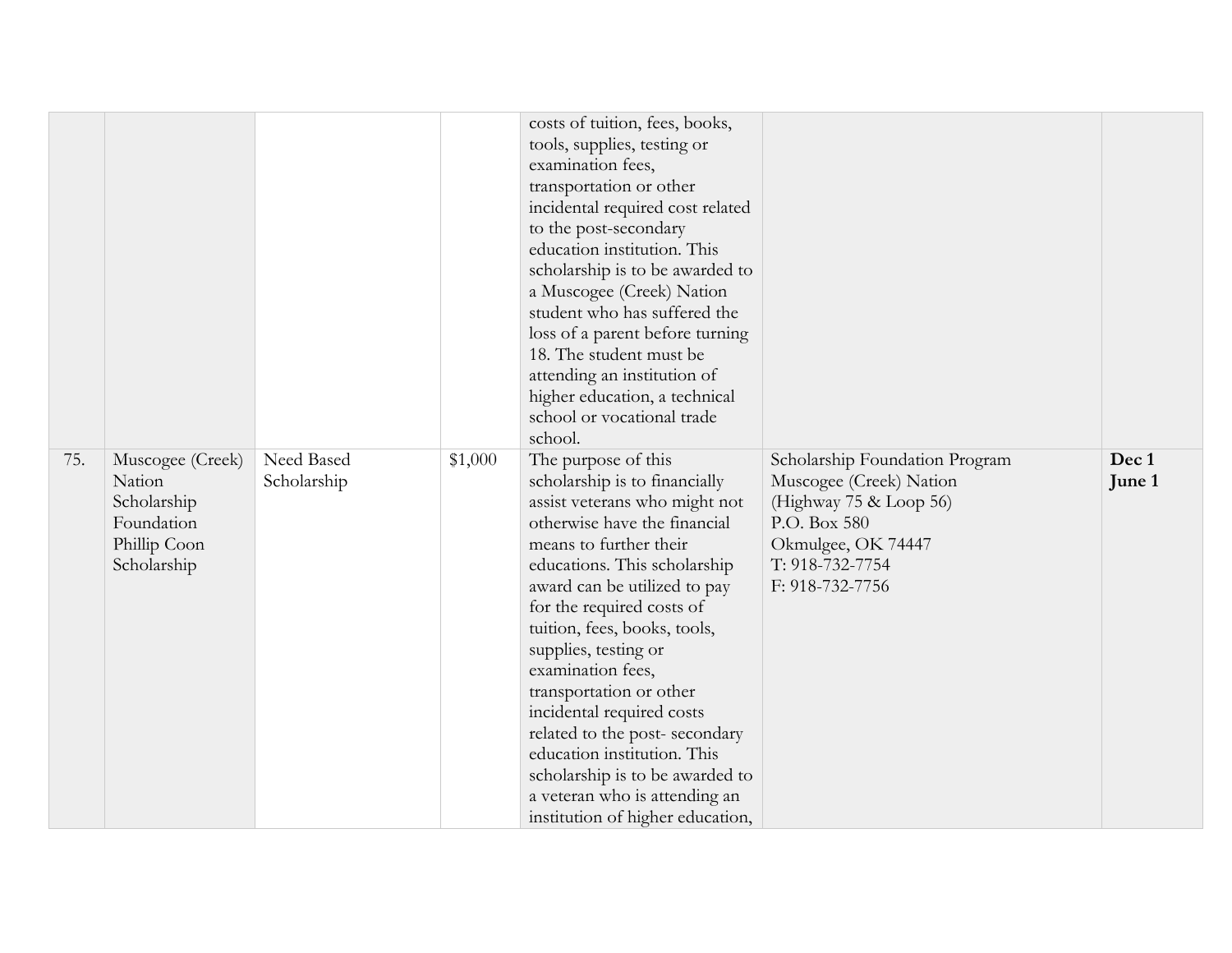| | | | | | | |
|---|---|---|---|---|---|---|
| | | | | costs of tuition, fees, books, tools, supplies, testing or examination fees, transportation or other incidental required cost related to the post-secondary education institution. This scholarship is to be awarded to a Muscogee (Creek) Nation student who has suffered the loss of a parent before turning 18. The student must be attending an institution of higher education, a technical school or vocational trade school. | | |
| 75. | Muscogee (Creek) Nation Scholarship Foundation Phillip Coon Scholarship | Need Based Scholarship | $1,000 | The purpose of this scholarship is to financially assist veterans who might not otherwise have the financial means to further their educations. This scholarship award can be utilized to pay for the required costs of tuition, fees, books, tools, supplies, testing or examination fees, transportation or other incidental required costs related to the post- secondary education institution. This scholarship is to be awarded to a veteran who is attending an institution of higher education, | Scholarship Foundation Program<br>Muscogee (Creek) Nation<br>(Highway 75 & Loop 56)<br>P.O. Box 580<br>Okmulgee, OK 74447<br>T: 918-732-7754<br>F: 918-732-7756 | **Dec 1**<br>**June 1** |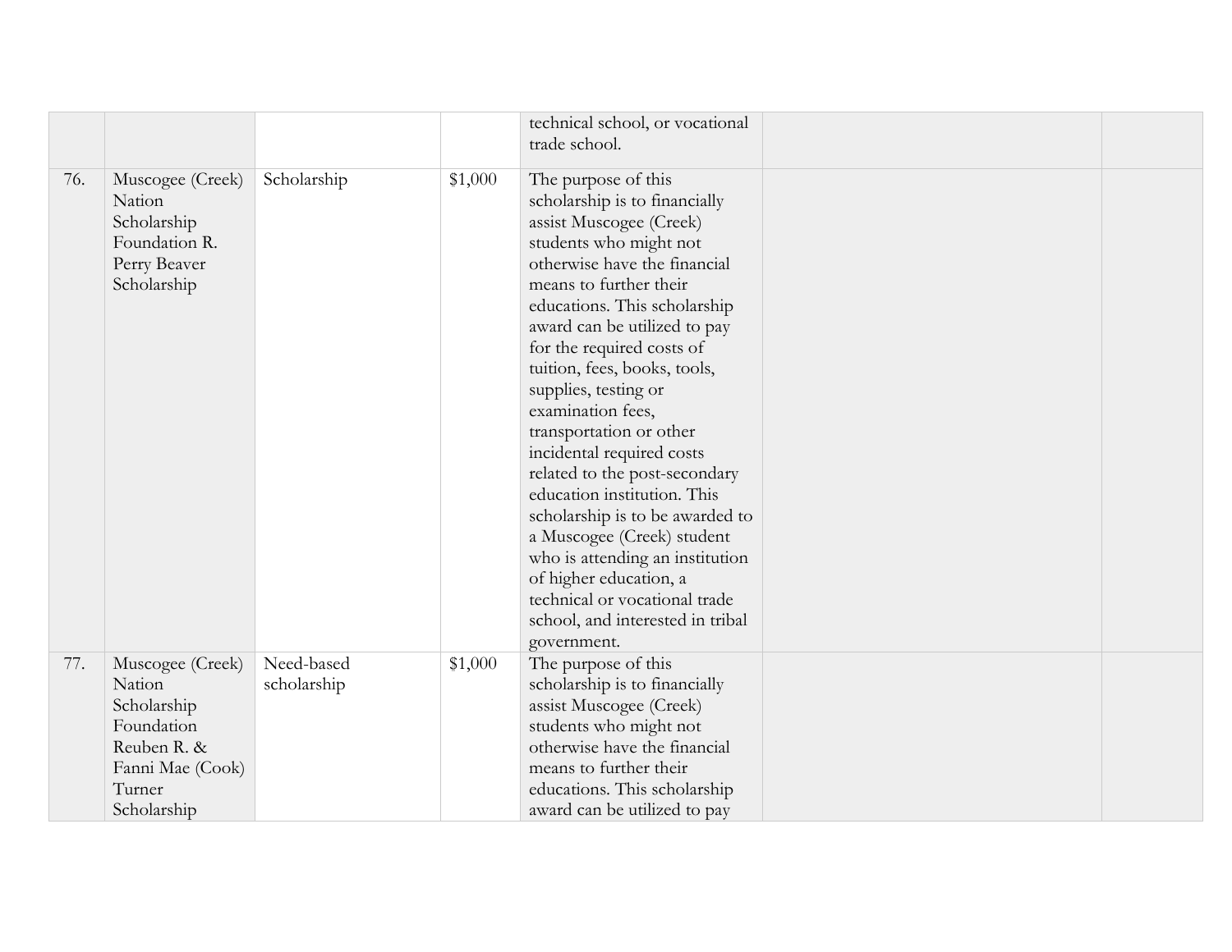| | | | | | | |
|---|---|---|---|---|---|---|
| | | | | technical school, or vocational trade school. | | |
| 76. | Muscogee (Creek) Nation Scholarship Foundation R. Perry Beaver Scholarship | Scholarship | $1,000 | The purpose of this scholarship is to financially assist Muscogee (Creek) students who might not otherwise have the financial means to further their educations. This scholarship award can be utilized to pay for the required costs of tuition, fees, books, tools, supplies, testing or examination fees, transportation or other incidental required costs related to the post-secondary education institution. This scholarship is to be awarded to a Muscogee (Creek) student who is attending an institution of higher education, a technical or vocational trade school, and interested in tribal government. | | |
| 77. | Muscogee (Creek) Nation Scholarship Foundation Reuben R. & Fanni Mae (Cook) Turner Scholarship | Need-based scholarship | $1,000 | The purpose of this scholarship is to financially assist Muscogee (Creek) students who might not otherwise have the financial means to further their educations. This scholarship award can be utilized to pay | | |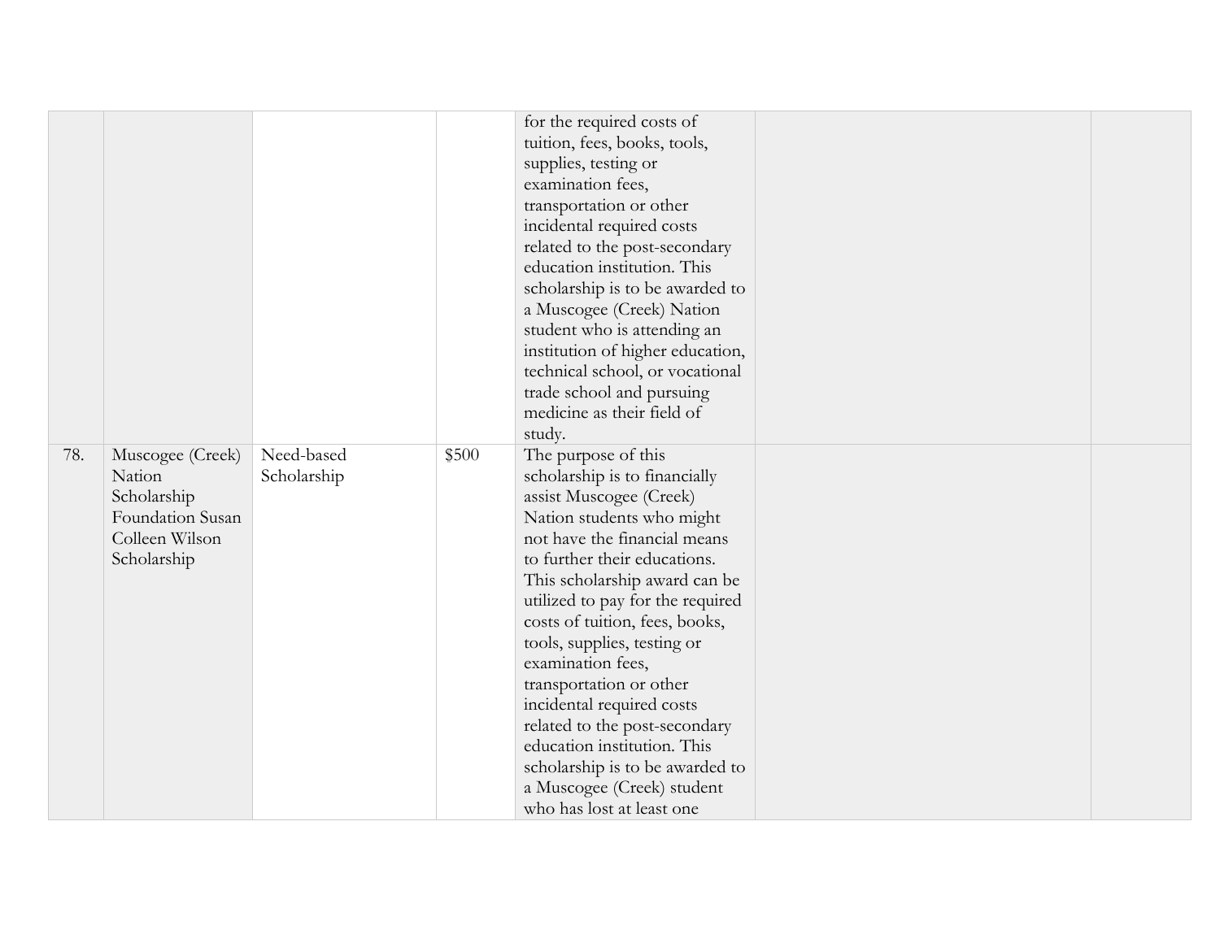| | | | | | | |
|---|---|---|---|---|---|---|
| | | | | for the required costs of tuition, fees, books, tools, supplies, testing or examination fees, transportation or other incidental required costs related to the post-secondary education institution. This scholarship is to be awarded to a Muscogee (Creek) Nation student who is attending an institution of higher education, technical school, or vocational trade school and pursuing medicine as their field of study. | | |
| 78. | Muscogee (Creek) Nation Scholarship Foundation Susan Colleen Wilson Scholarship | Need-based Scholarship | $500 | The purpose of this scholarship is to financially assist Muscogee (Creek) Nation students who might not have the financial means to further their educations. This scholarship award can be utilized to pay for the required costs of tuition, fees, books, tools, supplies, testing or examination fees, transportation or other incidental required costs related to the post-secondary education institution. This scholarship is to be awarded to a Muscogee (Creek) student who has lost at least one | | |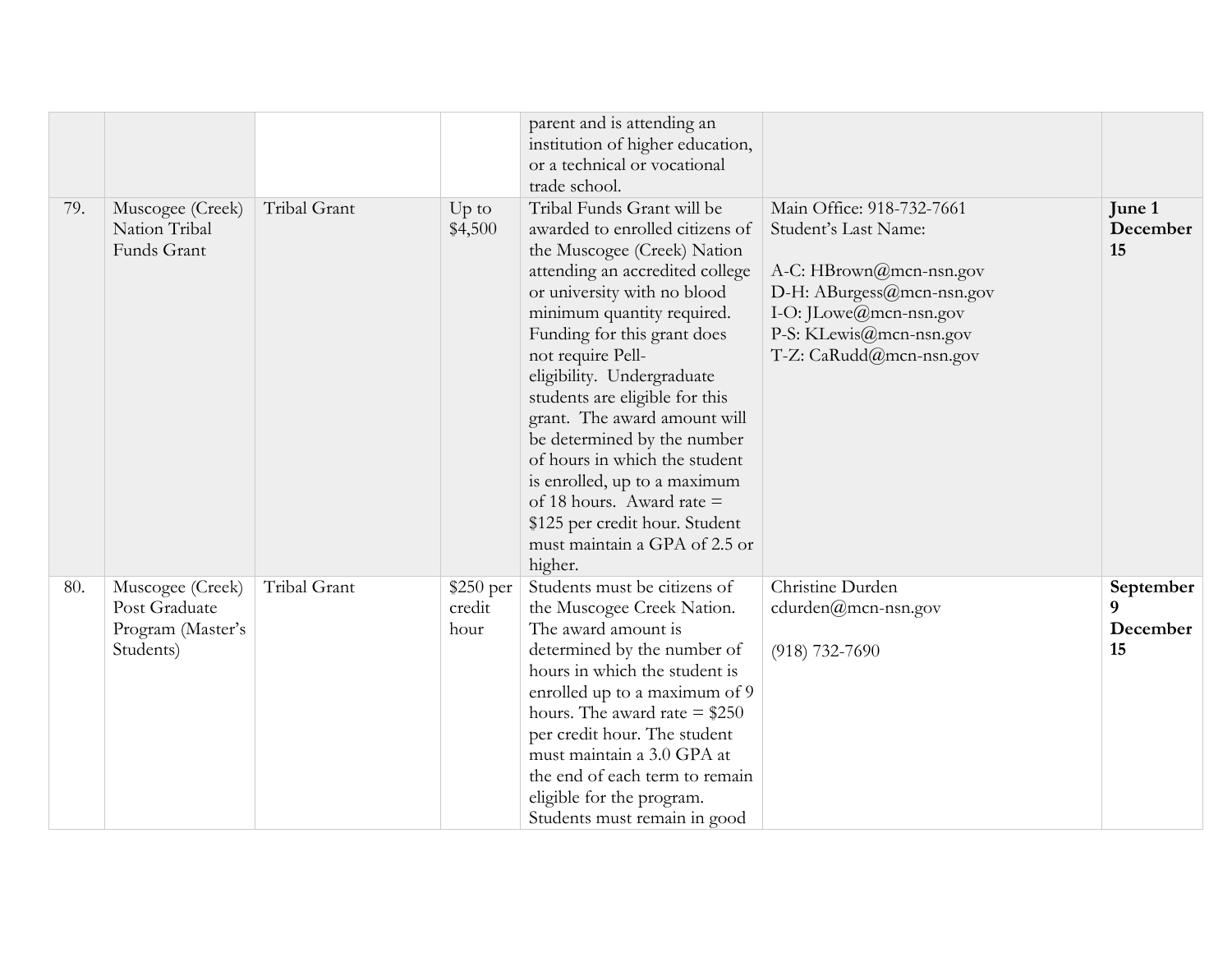| | | | | | | |
|---|---|---|---|---|---|---|
| | | | | parent and is attending an institution of higher education, or a technical or vocational trade school. | | |
| 79. | Muscogee (Creek) Nation Tribal Funds Grant | Tribal Grant | Up to $4,500 | Tribal Funds Grant will be awarded to enrolled citizens of the Muscogee (Creek) Nation attending an accredited college or university with no blood minimum quantity required. Funding for this grant does not require Pell-eligibility. Undergraduate students are eligible for this grant. The award amount will be determined by the number of hours in which the student is enrolled, up to a maximum of 18 hours. Award rate = $125 per credit hour. Student must maintain a GPA of 2.5 or higher. | Main Office: 918-732-7661<br>Student's Last Name:<br><br>A-C: HBrown@mcn-nsn.gov<br>D-H: ABurgess@mcn-nsn.gov<br>I-O: JLowe@mcn-nsn.gov<br>P-S: KLewis@mcn-nsn.gov<br>T-Z: CaRudd@mcn-nsn.gov | **June 1**<br>**December 15** |
| 80. | Muscogee (Creek) Post Graduate Program (Master's Students) | Tribal Grant | $250 per credit hour | Students must be citizens of the Muscogee Creek Nation. The award amount is determined by the number of hours in which the student is enrolled up to a maximum of 9 hours. The award rate = $250 per credit hour. The student must maintain a 3.0 GPA at the end of each term to remain eligible for the program. Students must remain in good | Christine Durden<br>cdurden@mcn-nsn.gov<br><br>(918) 732-7690 | **September 9**<br>**December 15** |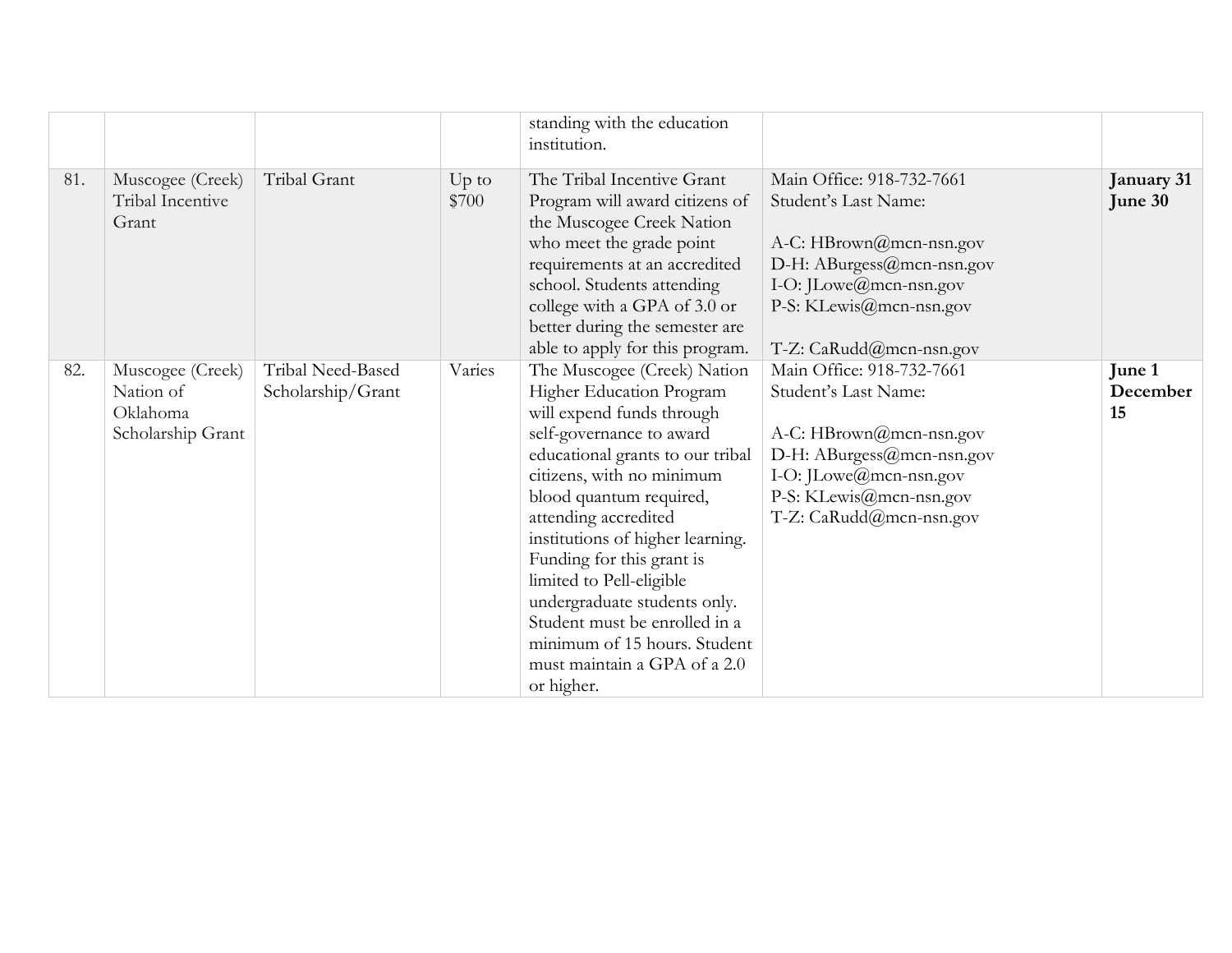| | | | | standing with the education institution. | | |
|---|---|---|---|---|---|---|
| 81. | Muscogee (Creek) Tribal Incentive Grant | Tribal Grant | Up to $700 | The Tribal Incentive Grant Program will award citizens of the Muscogee Creek Nation who meet the grade point requirements at an accredited school. Students attending college with a GPA of 3.0 or better during the semester are able to apply for this program. | Main Office: 918-732-7661<br>Student's Last Name:<br><br>A-C: HBrown@mcn-nsn.gov<br>D-H: ABurgess@mcn-nsn.gov<br>I-O: JLowe@mcn-nsn.gov<br>P-S: KLewis@mcn-nsn.gov<br><br>T-Z: CaRudd@mcn-nsn.gov | **January 31**<br>**June 30** |
| 82. | Muscogee (Creek) Nation of Oklahoma Scholarship Grant | Tribal Need-Based Scholarship/Grant | Varies | The Muscogee (Creek) Nation Higher Education Program will expend funds through self-governance to award educational grants to our tribal citizens, with no minimum blood quantum required, attending accredited institutions of higher learning. Funding for this grant is limited to Pell-eligible undergraduate students only. Student must be enrolled in a minimum of 15 hours. Student must maintain a GPA of a 2.0 or higher. | Main Office: 918-732-7661<br>Student's Last Name:<br><br>A-C: HBrown@mcn-nsn.gov<br>D-H: ABurgess@mcn-nsn.gov<br>I-O: JLowe@mcn-nsn.gov<br>P-S: KLewis@mcn-nsn.gov<br>T-Z: CaRudd@mcn-nsn.gov | **June 1**<br>**December 15** |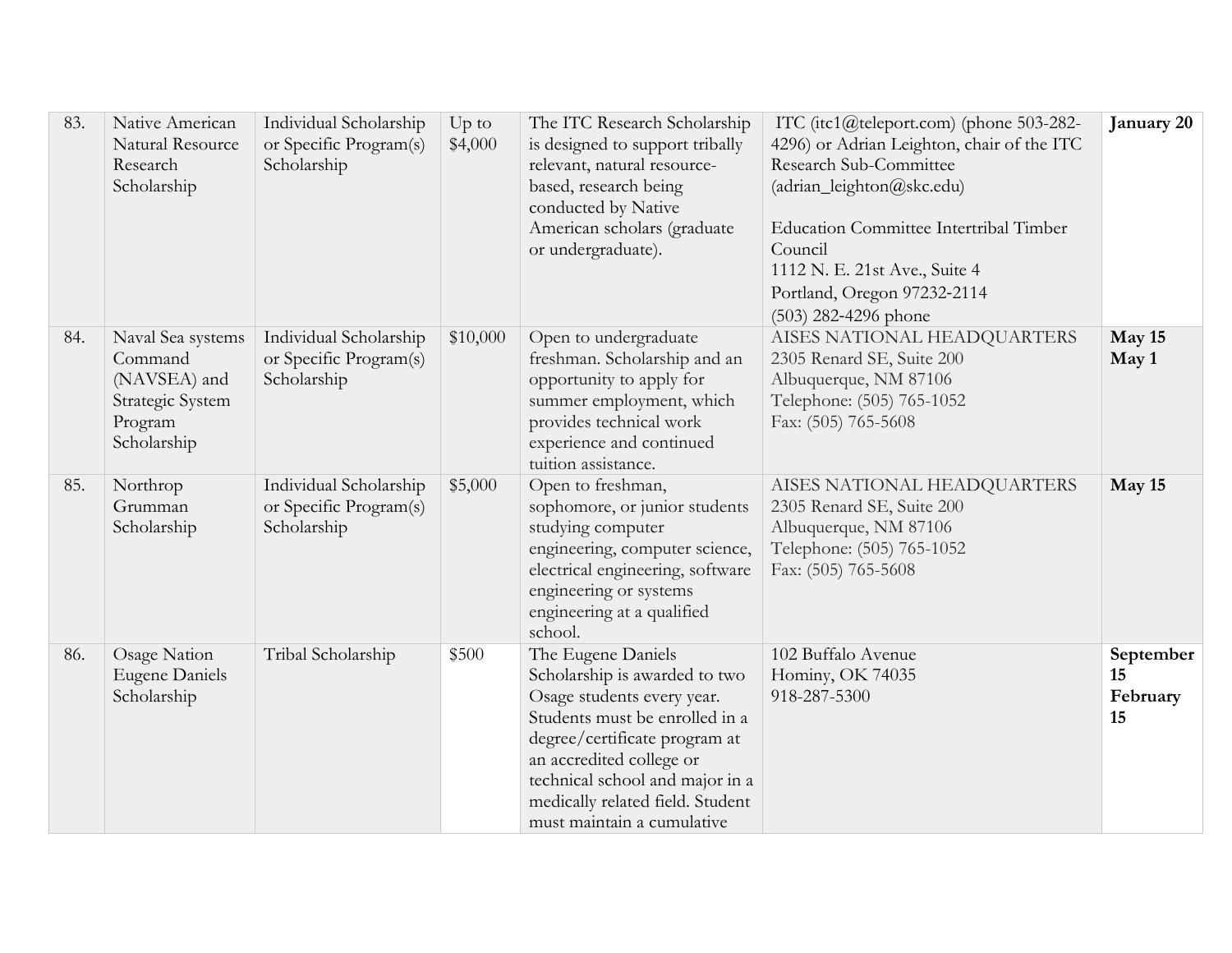| 83. | Native American Natural Resource Research Scholarship | Individual Scholarship or Specific Program(s) Scholarship | Up to $4,000 | The ITC Research Scholarship is designed to support tribally relevant, natural resource-based, research being conducted by Native American scholars (graduate or undergraduate). | ITC (itc1@teleport.com) (phone 503-282-4296) or Adrian Leighton, chair of the ITC Research Sub-Committee (adrian_leighton@skc.edu)<br><br>Education Committee Intertribal Timber Council<br>1112 N. E. 21st Ave., Suite 4<br>Portland, Oregon 97232-2114<br>(503) 282-4296 phone | **January 20** |
|---|---|---|---|---|---|---|
| 84. | Naval Sea systems Command (NAVSEA) and Strategic System Program Scholarship | Individual Scholarship or Specific Program(s) Scholarship | $10,000 | Open to undergraduate freshman. Scholarship and an opportunity to apply for summer employment, which provides technical work experience and continued tuition assistance. | AISES NATIONAL HEADQUARTERS<br>2305 Renard SE, Suite 200<br>Albuquerque, NM 87106<br>Telephone: (505) 765-1052<br>Fax: (505) 765-5608 | **May 15**<br>**May 1** |
| 85. | Northrop Grumman Scholarship | Individual Scholarship or Specific Program(s) Scholarship | $5,000 | Open to freshman, sophomore, or junior students studying computer engineering, computer science, electrical engineering, software engineering or systems engineering at a qualified school. | AISES NATIONAL HEADQUARTERS<br>2305 Renard SE, Suite 200<br>Albuquerque, NM 87106<br>Telephone: (505) 765-1052<br>Fax: (505) 765-5608 | **May 15** |
| 86. | Osage Nation Eugene Daniels Scholarship | Tribal Scholarship | $500 | The Eugene Daniels Scholarship is awarded to two Osage students every year. Students must be enrolled in a degree/certificate program at an accredited college or technical school and major in a medically related field. Student must maintain a cumulative | 102 Buffalo Avenue<br>Hominy, OK 74035<br>918-287-5300 | **September 15**<br>**February 15** |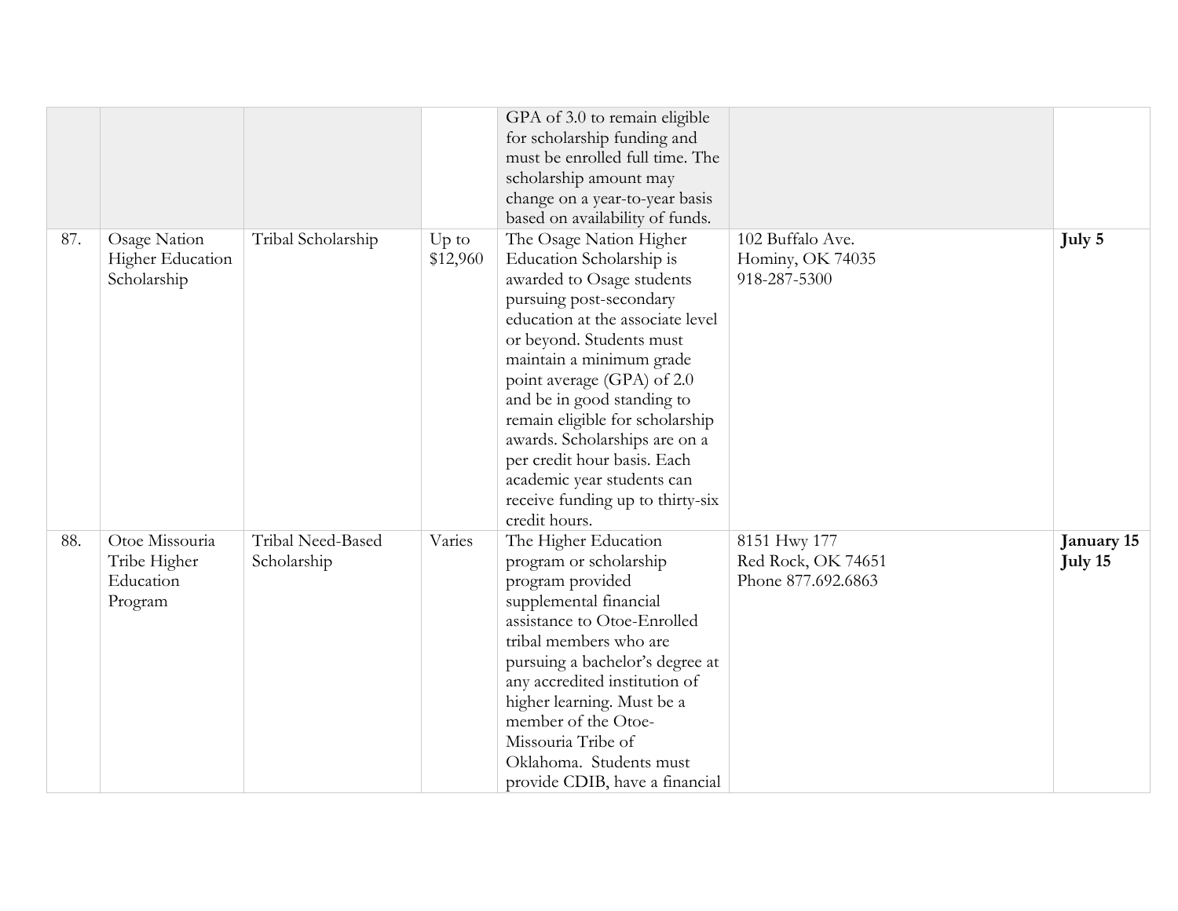| | | | | | | |
|---|---|---|---|---|---|---|
| | | | | GPA of 3.0 to remain eligible for scholarship funding and must be enrolled full time. The scholarship amount may change on a year-to-year basis based on availability of funds. | | |
| 87. | Osage Nation Higher Education Scholarship | Tribal Scholarship | Up to $12,960 | The Osage Nation Higher Education Scholarship is awarded to Osage students pursuing post-secondary education at the associate level or beyond. Students must maintain a minimum grade point average (GPA) of 2.0 and be in good standing to remain eligible for scholarship awards. Scholarships are on a per credit hour basis. Each academic year students can receive funding up to thirty-six credit hours. | 102 Buffalo Ave.<br>Hominy, OK 74035<br>918-287-5300 | **July 5** |
| 88. | Otoe Missouria Tribe Higher Education Program | Tribal Need-Based Scholarship | Varies | The Higher Education program or scholarship program provided supplemental financial assistance to Otoe-Enrolled tribal members who are pursuing a bachelor's degree at any accredited institution of higher learning. Must be a member of the Otoe-Missouria Tribe of Oklahoma. Students must provide CDIB, have a financial | 8151 Hwy 177<br>Red Rock, OK 74651<br>Phone 877.692.6863 | **January 15**<br>**July 15** |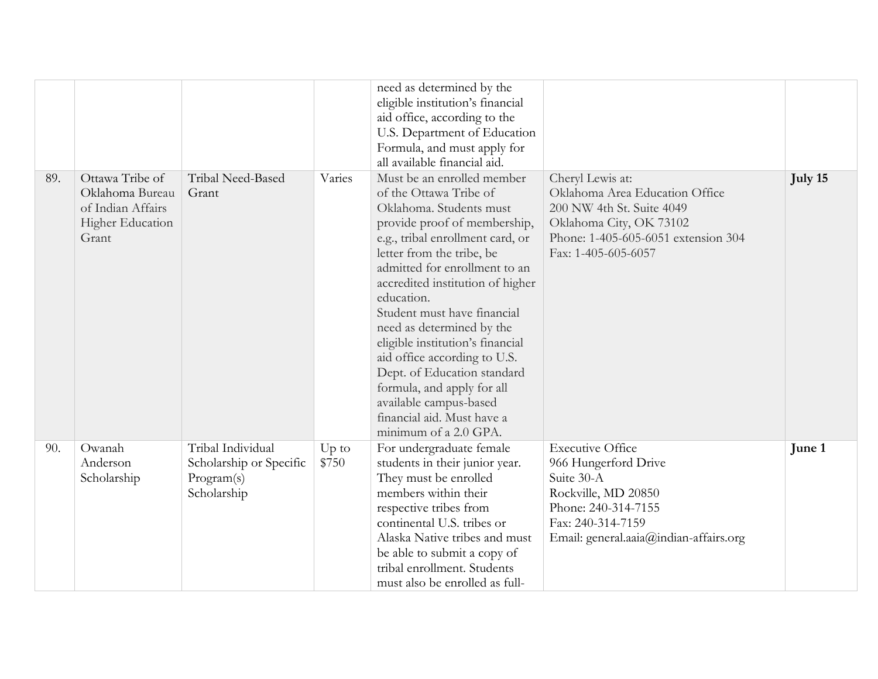| | | | | need as determined by the eligible institution's financial aid office, according to the U.S. Department of Education Formula, and must apply for all available financial aid. | | |
|---|---|---|---|---|---|---|
| 89. | Ottawa Tribe of Oklahoma Bureau of Indian Affairs Higher Education Grant | Tribal Need-Based Grant | Varies | Must be an enrolled member of the Ottawa Tribe of Oklahoma. Students must provide proof of membership, e.g., tribal enrollment card, or letter from the tribe, be admitted for enrollment to an accredited institution of higher education.<br>Student must have financial need as determined by the eligible institution's financial aid office according to U.S. Dept. of Education standard formula, and apply for all available campus-based financial aid. Must have a minimum of a 2.0 GPA. | Cheryl Lewis at:<br>Oklahoma Area Education Office<br>200 NW 4th St. Suite 4049<br>Oklahoma City, OK 73102<br>Phone: 1-405-605-6051 extension 304<br>Fax: 1-405-605-6057 | **July 15** |
| 90. | Owanah Anderson Scholarship | Tribal Individual Scholarship or Specific Program(s) Scholarship | Up to $750 | For undergraduate female students in their junior year. They must be enrolled members within their respective tribes from continental U.S. tribes or Alaska Native tribes and must be able to submit a copy of tribal enrollment. Students must also be enrolled as full- | Executive Office<br>966 Hungerford Drive<br>Suite 30-A<br>Rockville, MD 20850<br>Phone: 240-314-7155<br>Fax: 240-314-7159<br>Email: general.aaia@indian-affairs.org | **June 1** |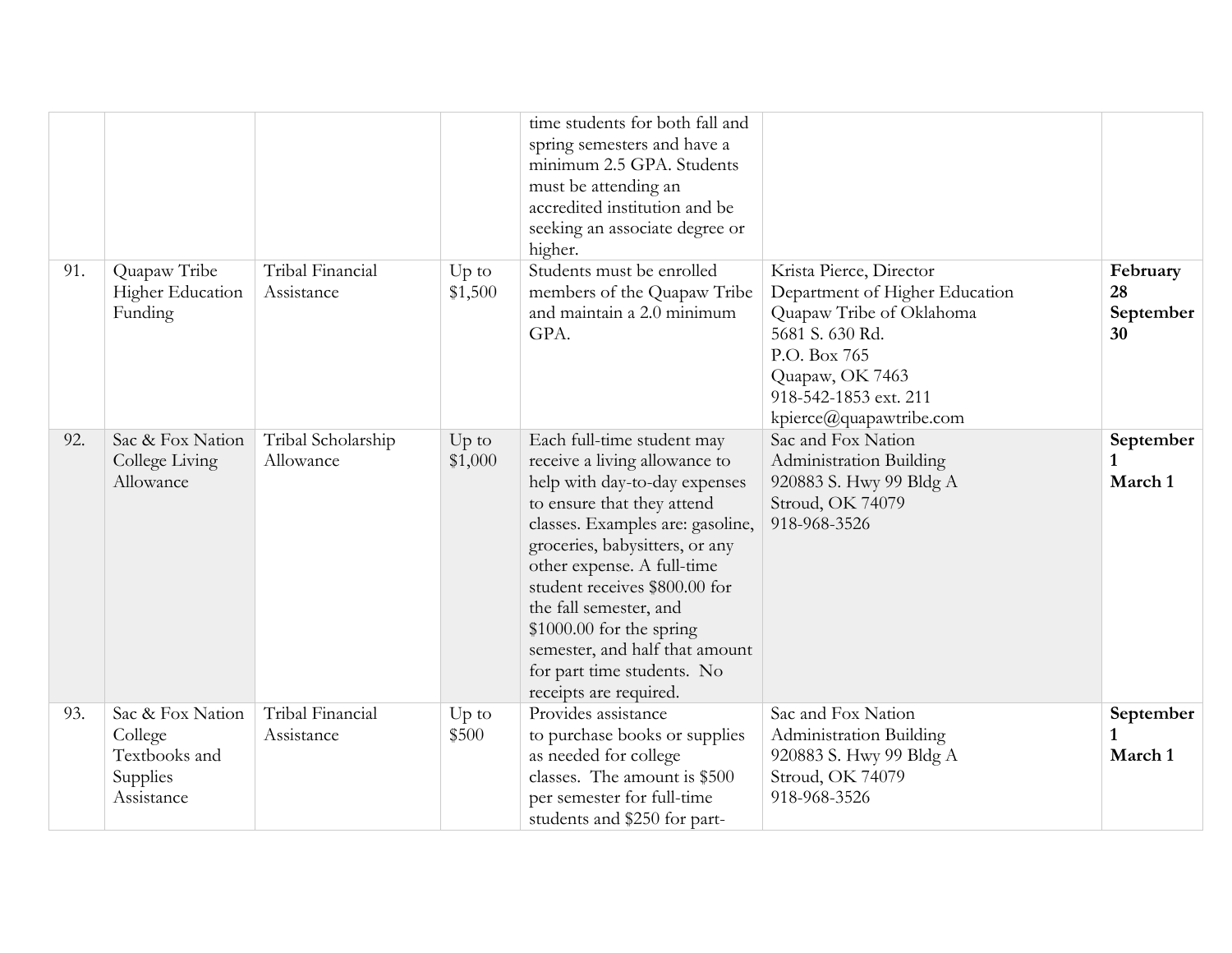| | | | | | | |
|---|---|---|---|---|---|---|
| | | | | time students for both fall and spring semesters and have a minimum 2.5 GPA. Students must be attending an accredited institution and be seeking an associate degree or higher. | | |
| 91. | Quapaw Tribe Higher Education Funding | Tribal Financial Assistance | Up to $1,500 | Students must be enrolled members of the Quapaw Tribe and maintain a 2.0 minimum GPA. | Krista Pierce, Director<br>Department of Higher Education<br>Quapaw Tribe of Oklahoma<br>5681 S. 630 Rd.<br>P.O. Box 765<br>Quapaw, OK 7463<br>918-542-1853 ext. 211<br>kpierce@quapawtribe.com | **February 28**<br>**September 30** |
| 92. | Sac & Fox Nation College Living Allowance | Tribal Scholarship Allowance | Up to $1,000 | Each full-time student may receive a living allowance to help with day-to-day expenses to ensure that they attend classes. Examples are: gasoline, groceries, babysitters, or any other expense. A full-time student receives $800.00 for the fall semester, and $1000.00 for the spring semester, and half that amount for part time students. No receipts are required. | Sac and Fox Nation<br>Administration Building<br>920883 S. Hwy 99 Bldg A<br>Stroud, OK 74079<br>918-968-3526 | **September 1**<br>**March 1** |
| 93. | Sac & Fox Nation College Textbooks and Supplies Assistance | Tribal Financial Assistance | Up to $500 | Provides assistance to purchase books or supplies as needed for college classes. The amount is $500 per semester for full-time students and $250 for part- | Sac and Fox Nation<br>Administration Building<br>920883 S. Hwy 99 Bldg A<br>Stroud, OK 74079<br>918-968-3526 | **September 1**<br>**March 1** |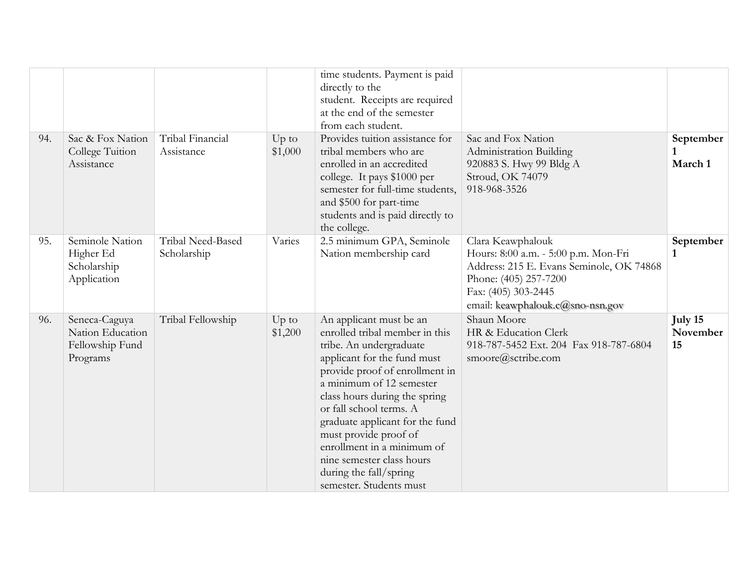| | | | | | | |
|---|---|---|---|---|---|---|
| | | | | time students. Payment is paid directly to the student. Receipts are required at the end of the semester from each student. | | |
| 94. | Sac & Fox Nation College Tuition Assistance | Tribal Financial Assistance | Up to $1,000 | Provides tuition assistance for tribal members who are enrolled in an accredited college. It pays $1000 per semester for full-time students, and $500 for part-time students and is paid directly to the college. | Sac and Fox Nation Administration Building 920883 S. Hwy 99 Bldg A Stroud, OK 74079 918-968-3526 | **September 1 March 1** |
| 95. | Seminole Nation Higher Ed Scholarship Application | Tribal Need-Based Scholarship | Varies | 2.5 minimum GPA, Seminole Nation membership card | Clara Keawphalouk Hours: 8:00 a.m. - 5:00 p.m. Mon-Fri Address: 215 E. Evans Seminole, OK 74868 Phone: (405) 257-7200 Fax: (405) 303-2445 email: keawphalouk.c@sno-nsn.gov | **September 1** |
| 96. | Seneca-Caguya Nation Education Fellowship Fund Programs | Tribal Fellowship | Up to $1,200 | An applicant must be an enrolled tribal member in this tribe. An undergraduate applicant for the fund must provide proof of enrollment in a minimum of 12 semester class hours during the spring or fall school terms. A graduate applicant for the fund must provide proof of enrollment in a minimum of nine semester class hours during the fall/spring semester. Students must | Shaun Moore HR & Education Clerk 918-787-5452 Ext. 204 Fax 918-787-6804 smoore@sctribe.com | **July 15 November 15** |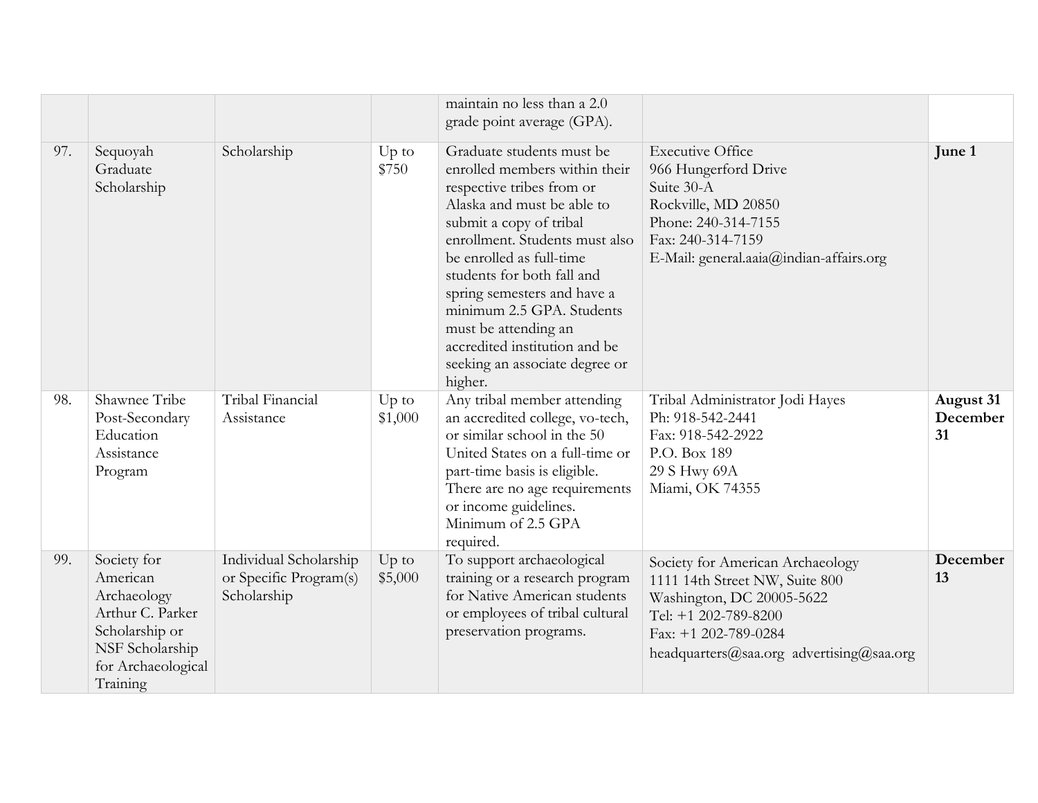| | | | | | | |
|---|---|---|---|---|---|---|
| | | | | maintain no less than a 2.0 grade point average (GPA). | | |
| 97. | Sequoyah Graduate Scholarship | Scholarship | Up to $750 | Graduate students must be enrolled members within their respective tribes from or Alaska and must be able to submit a copy of tribal enrollment. Students must also be enrolled as full-time students for both fall and spring semesters and have a minimum 2.5 GPA. Students must be attending an accredited institution and be seeking an associate degree or higher. | Executive Office<br>966 Hungerford Drive<br>Suite 30-A<br>Rockville, MD 20850<br>Phone: 240-314-7155<br>Fax: 240-314-7159<br>E-Mail: general.aaia@indian-affairs.org | **June 1** |
| 98. | Shawnee Tribe Post-Secondary Education Assistance Program | Tribal Financial Assistance | Up to $1,000 | Any tribal member attending an accredited college, vo-tech, or similar school in the 50 United States on a full-time or part-time basis is eligible. There are no age requirements or income guidelines. Minimum of 2.5 GPA required. | Tribal Administrator Jodi Hayes<br>Ph: 918-542-2441<br>Fax: 918-542-2922<br>P.O. Box 189<br>29 S Hwy 69A<br>Miami, OK 74355 | **August 31 December 31** |
| 99. | Society for American Archaeology Arthur C. Parker Scholarship or NSF Scholarship for Archaeological Training | Individual Scholarship or Specific Program(s) Scholarship | Up to $5,000 | To support archaeological training or a research program for Native American students or employees of tribal cultural preservation programs. | Society for American Archaeology<br>1111 14th Street NW, Suite 800<br>Washington, DC 20005-5622<br>Tel: +1 202-789-8200<br>Fax: +1 202-789-0284<br>headquarters@saa.org advertising@saa.org | **December 13** |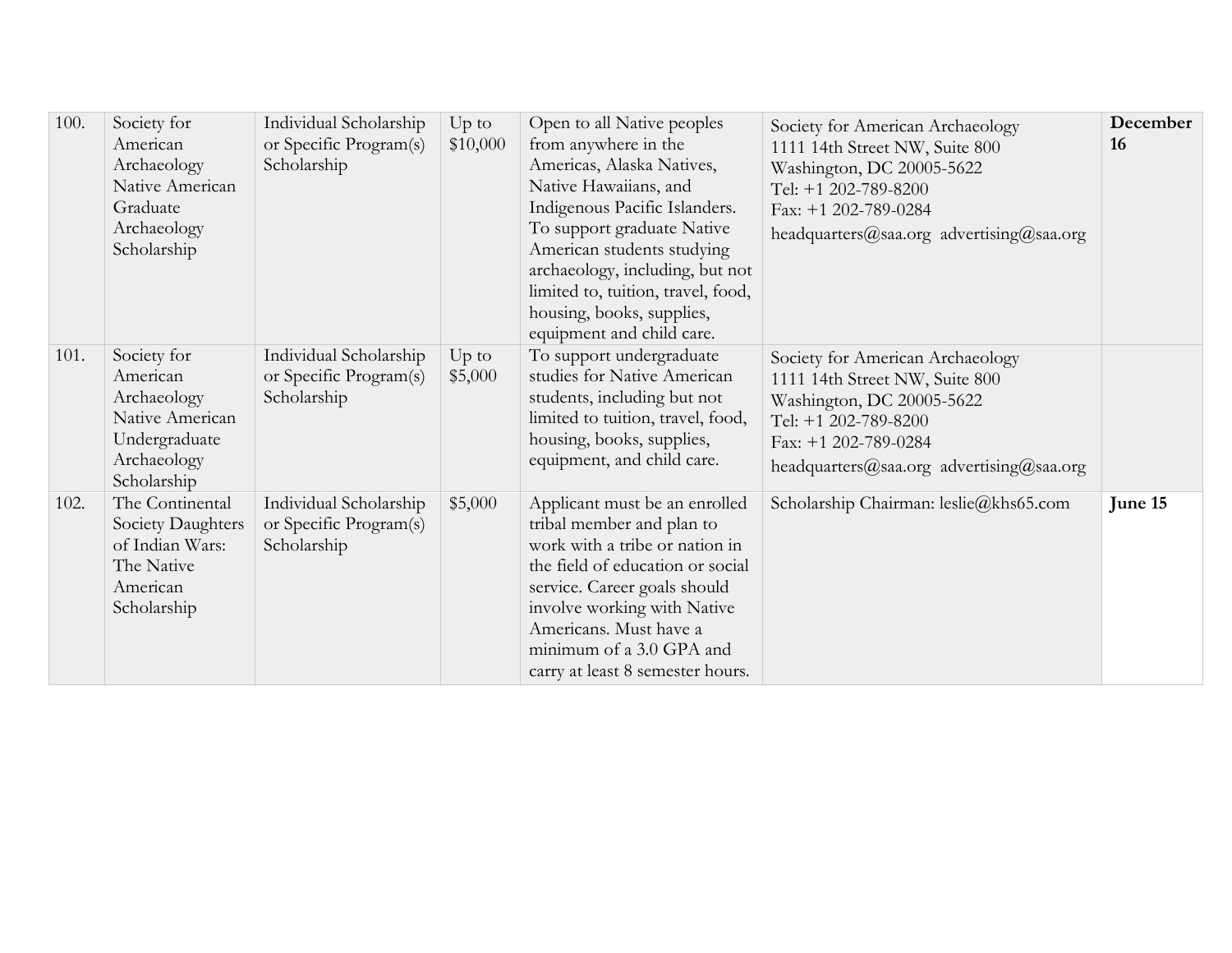| 100. | Society for American Archaeology Native American Graduate Archaeology Scholarship | Individual Scholarship or Specific Program(s) Scholarship | Up to $10,000 | Open to all Native peoples from anywhere in the Americas, Alaska Natives, Native Hawaiians, and Indigenous Pacific Islanders. To support graduate Native American students studying archaeology, including, but not limited to, tuition, travel, food, housing, books, supplies, equipment and child care. | Society for American Archaeology<br>1111 14th Street NW, Suite 800<br>Washington, DC 20005-5622<br>Tel: +1 202-789-8200<br>Fax: +1 202-789-0284<br>headquarters@saa.org advertising@saa.org | **December 16** |
|---|---|---|---|---|---|---|
| 101. | Society for American Archaeology Native American Undergraduate Archaeology Scholarship | Individual Scholarship or Specific Program(s) Scholarship | Up to $5,000 | To support undergraduate studies for Native American students, including but not limited to tuition, travel, food, housing, books, supplies, equipment, and child care. | Society for American Archaeology<br>1111 14th Street NW, Suite 800<br>Washington, DC 20005-5622<br>Tel: +1 202-789-8200<br>Fax: +1 202-789-0284<br>headquarters@saa.org advertising@saa.org | |
| 102. | The Continental Society Daughters of Indian Wars: The Native American Scholarship | Individual Scholarship or Specific Program(s) Scholarship | $5,000 | Applicant must be an enrolled tribal member and plan to work with a tribe or nation in the field of education or social service. Career goals should involve working with Native Americans. Must have a minimum of a 3.0 GPA and carry at least 8 semester hours. | Scholarship Chairman: leslie@khs65.com | **June 15** |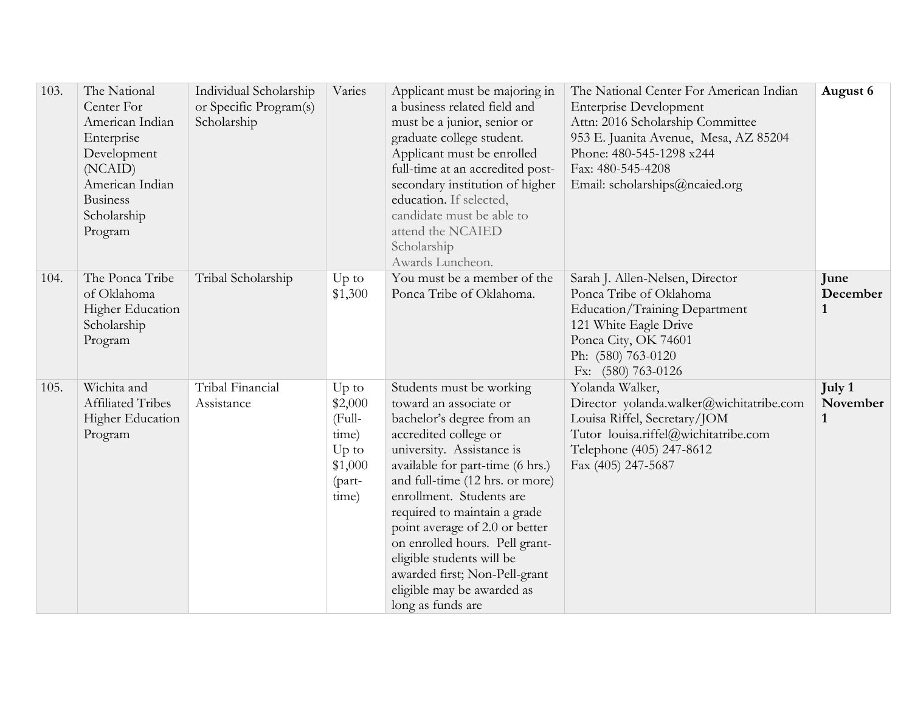| | | | | | | |
|---|---|---|---|---|---|---|
| 103. | The National Center For American Indian Enterprise Development (NCAID) American Indian Business Scholarship Program | Individual Scholarship or Specific Program(s) Scholarship | Varies | Applicant must be majoring in a business related field and must be a junior, senior or graduate college student. Applicant must be enrolled full-time at an accredited post-secondary institution of higher education. If selected, candidate must be able to attend the NCAIED Scholarship Awards Luncheon. | The National Center For American Indian Enterprise Development<br>Attn: 2016 Scholarship Committee<br>953 E. Juanita Avenue, Mesa, AZ 85204<br>Phone: 480-545-1298 x244<br>Fax: 480-545-4208<br>Email: scholarships@ncaied.org | **August 6** |
| 104. | The Ponca Tribe of Oklahoma Higher Education Scholarship Program | Tribal Scholarship | Up to $1,300 | You must be a member of the Ponca Tribe of Oklahoma. | Sarah J. Allen-Nelsen, Director<br>Ponca Tribe of Oklahoma<br>Education/Training Department<br>121 White Eagle Drive<br>Ponca City, OK 74601<br>Ph: (580) 763-0120<br>Fx: (580) 763-0126 | **June December 1** |
| 105. | Wichita and Affiliated Tribes Higher Education Program | Tribal Financial Assistance | Up to $2,000 (Full-time) Up to $1,000 (part-time) | Students must be working toward an associate or bachelor's degree from an accredited college or university. Assistance is available for part-time (6 hrs.) and full-time (12 hrs. or more) enrollment. Students are required to maintain a grade point average of 2.0 or better on enrolled hours. Pell grant-eligible students will be awarded first; Non-Pell-grant eligible may be awarded as long as funds are | Yolanda Walker,<br>Director yolanda.walker@wichitatribe.com<br>Louisa Riffel, Secretary/JOM<br>Tutor louisa.riffel@wichitatribe.com<br>Telephone (405) 247-8612<br>Fax (405) 247-5687 | **July 1 November 1** |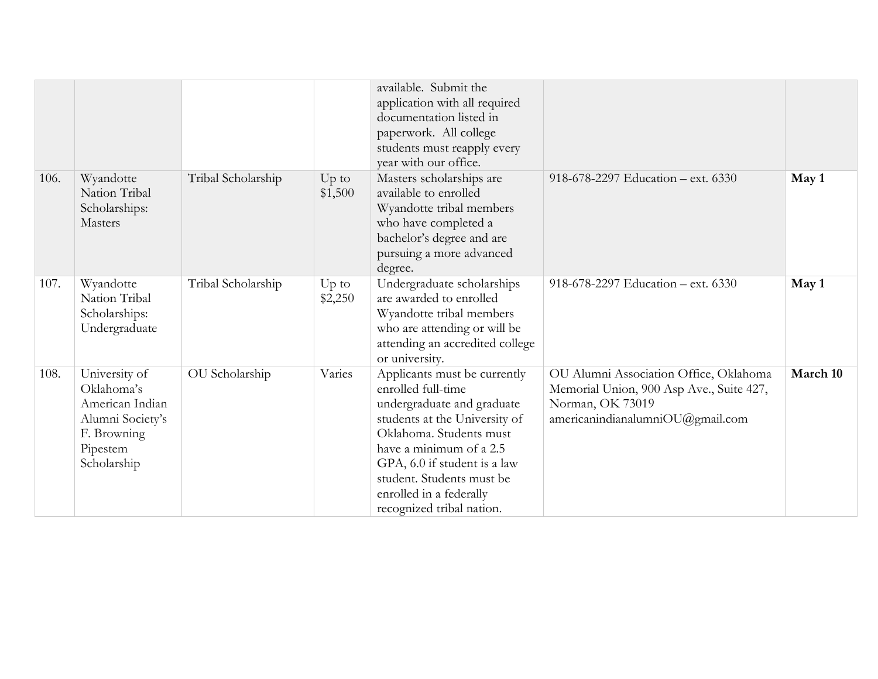| | | | | | | |
|---|---|---|---|---|---|---|
| | | | | available. Submit the application with all required documentation listed in paperwork. All college students must reapply every year with our office. | | |
| 106. | Wyandotte Nation Tribal Scholarships: Masters | Tribal Scholarship | Up to $1,500 | Masters scholarships are available to enrolled Wyandotte tribal members who have completed a bachelor's degree and are pursuing a more advanced degree. | 918-678-2297 Education – ext. 6330 | **May 1** |
| 107. | Wyandotte Nation Tribal Scholarships: Undergraduate | Tribal Scholarship | Up to $2,250 | Undergraduate scholarships are awarded to enrolled Wyandotte tribal members who are attending or will be attending an accredited college or university. | 918-678-2297 Education – ext. 6330 | **May 1** |
| 108. | University of Oklahoma's American Indian Alumni Society's F. Browning Pipestem Scholarship | OU Scholarship | Varies | Applicants must be currently enrolled full-time undergraduate and graduate students at the University of Oklahoma. Students must have a minimum of a 2.5 GPA, 6.0 if student is a law student. Students must be enrolled in a federally recognized tribal nation. | OU Alumni Association Office, Oklahoma Memorial Union, 900 Asp Ave., Suite 427, Norman, OK 73019 americanindianalumniOU@gmail.com | **March 10** |